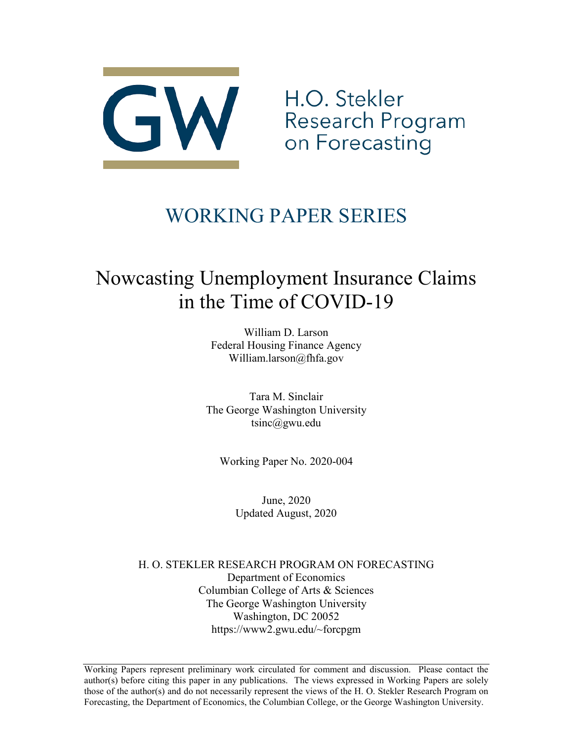H.O. Stekler Research Program on Forecasting

# WORKING PAPER SERIES

# Nowcasting Unemployment Insurance Claims in the Time of COVID-19

William D. Larson
Federal Housing Finance Agency
William.larson@fhfa.gov

Tara M. Sinclair
The George Washington University
tsinc@gwu.edu

Working Paper No. 2020-004

June, 2020
Updated August, 2020

H. O. STEKLER RESEARCH PROGRAM ON FORECASTING
Department of Economics
Columbian College of Arts & Sciences
The George Washington University
Washington, DC 20052
https://www2.gwu.edu/~forcpgm

---

Working Papers represent preliminary work circulated for comment and discussion. Please contact the author(s) before citing this paper in any publications. The views expressed in Working Papers are solely those of the author(s) and do not necessarily represent the views of the H. O. Stekler Research Program on Forecasting, the Department of Economics, the Columbian College, or the George Washington University.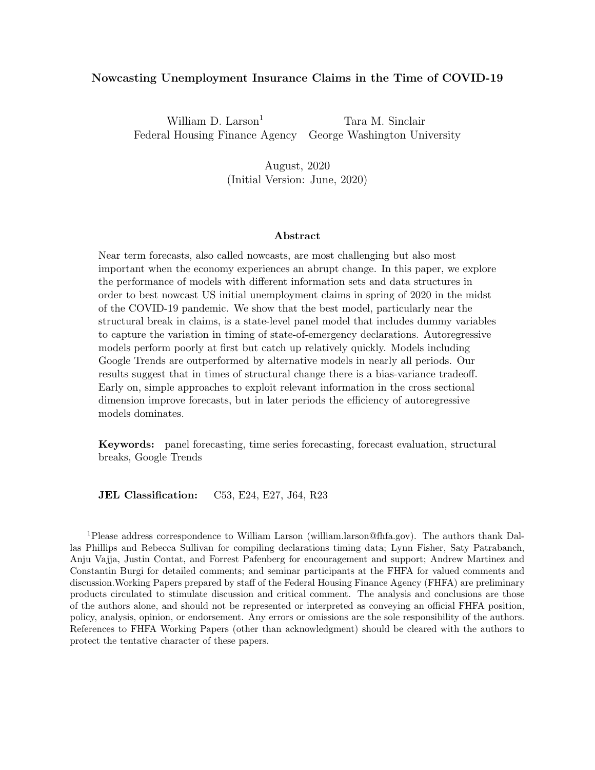# Nowcasting Unemployment Insurance Claims in the Time of COVID-19

William D. Larson[1]
Federal Housing Finance Agency

Tara M. Sinclair
George Washington University

August, 2020
(Initial Version: June, 2020)

## Abstract

Near term forecasts, also called nowcasts, are most challenging but also most important when the economy experiences an abrupt change. In this paper, we explore the performance of models with different information sets and data structures in order to best nowcast US initial unemployment claims in spring of 2020 in the midst of the COVID-19 pandemic. We show that the best model, particularly near the structural break in claims, is a state-level panel model that includes dummy variables to capture the variation in timing of state-of-emergency declarations. Autoregressive models perform poorly at first but catch up relatively quickly. Models including Google Trends are outperformed by alternative models in nearly all periods. Our results suggest that in times of structural change there is a bias-variance tradeoff. Early on, simple approaches to exploit relevant information in the cross sectional dimension improve forecasts, but in later periods the efficiency of autoregressive models dominates.

**Keywords:** panel forecasting, time series forecasting, forecast evaluation, structural breaks, Google Trends

**JEL Classification:** C53, E24, E27, J64, R23

[1]Please address correspondence to William Larson (william.larson@fhfa.gov). The authors thank Dallas Phillips and Rebecca Sullivan for compiling declarations timing data; Lynn Fisher, Saty Patrabanch, Anju Vajja, Justin Contat, and Forrest Pafenberg for encouragement and support; Andrew Martinez and Constantin Burgi for detailed comments; and seminar participants at the FHFA for valued comments and discussion.Working Papers prepared by staff of the Federal Housing Finance Agency (FHFA) are preliminary products circulated to stimulate discussion and critical comment. The analysis and conclusions are those of the authors alone, and should not be represented or interpreted as conveying an official FHFA position, policy, analysis, opinion, or endorsement. Any errors or omissions are the sole responsibility of the authors. References to FHFA Working Papers (other than acknowledgment) should be cleared with the authors to protect the tentative character of these papers.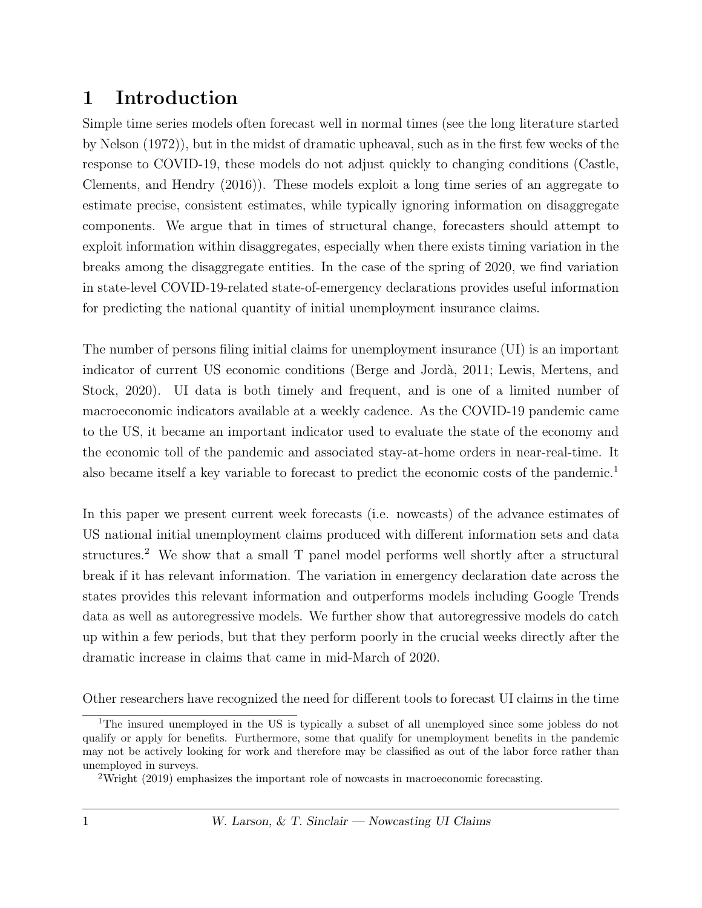# 1 Introduction

Simple time series models often forecast well in normal times (see the long literature started by Nelson (1972)), but in the midst of dramatic upheaval, such as in the first few weeks of the response to COVID-19, these models do not adjust quickly to changing conditions (Castle, Clements, and Hendry (2016)). These models exploit a long time series of an aggregate to estimate precise, consistent estimates, while typically ignoring information on disaggregate components. We argue that in times of structural change, forecasters should attempt to exploit information within disaggregates, especially when there exists timing variation in the breaks among the disaggregate entities. In the case of the spring of 2020, we find variation in state-level COVID-19-related state-of-emergency declarations provides useful information for predicting the national quantity of initial unemployment insurance claims.

The number of persons filing initial claims for unemployment insurance (UI) is an important indicator of current US economic conditions (Berge and Jordà, 2011; Lewis, Mertens, and Stock, 2020). UI data is both timely and frequent, and is one of a limited number of macroeconomic indicators available at a weekly cadence. As the COVID-19 pandemic came to the US, it became an important indicator used to evaluate the state of the economy and the economic toll of the pandemic and associated stay-at-home orders in near-real-time. It also became itself a key variable to forecast to predict the economic costs of the pandemic.[1]

In this paper we present current week forecasts (i.e. nowcasts) of the advance estimates of US national initial unemployment claims produced with different information sets and data structures.[2] We show that a small T panel model performs well shortly after a structural break if it has relevant information. The variation in emergency declaration date across the states provides this relevant information and outperforms models including Google Trends data as well as autoregressive models. We further show that autoregressive models do catch up within a few periods, but that they perform poorly in the crucial weeks directly after the dramatic increase in claims that came in mid-March of 2020.

Other researchers have recognized the need for different tools to forecast UI claims in the time

[1] The insured unemployed in the US is typically a subset of all unemployed since some jobless do not qualify or apply for benefits. Furthermore, some that qualify for unemployment benefits in the pandemic may not be actively looking for work and therefore may be classified as out of the labor force rather than unemployed in surveys.

[2] Wright (2019) emphasizes the important role of nowcasts in macroeconomic forecasting.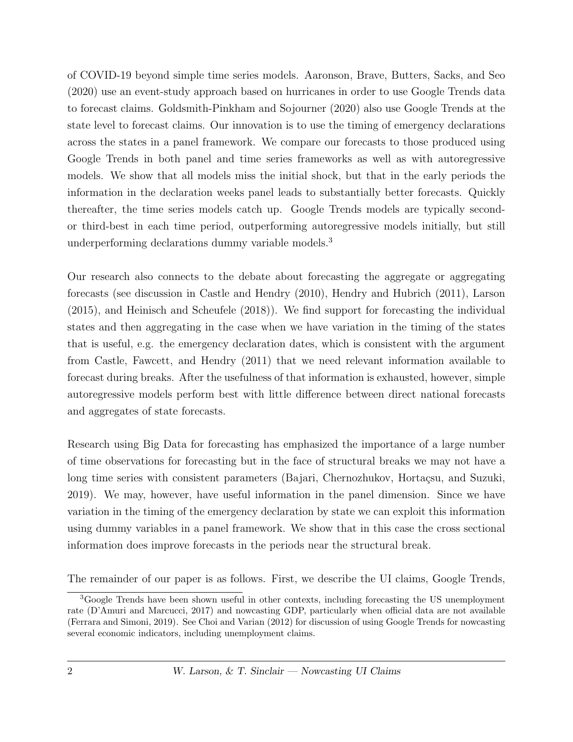of COVID-19 beyond simple time series models. Aaronson, Brave, Butters, Sacks, and Seo (2020) use an event-study approach based on hurricanes in order to use Google Trends data to forecast claims. Goldsmith-Pinkham and Sojourner (2020) also use Google Trends at the state level to forecast claims. Our innovation is to use the timing of emergency declarations across the states in a panel framework. We compare our forecasts to those produced using Google Trends in both panel and time series frameworks as well as with autoregressive models. We show that all models miss the initial shock, but that in the early periods the information in the declaration weeks panel leads to substantially better forecasts. Quickly thereafter, the time series models catch up. Google Trends models are typically second- or third-best in each time period, outperforming autoregressive models initially, but still underperforming declarations dummy variable models.[3]

Our research also connects to the debate about forecasting the aggregate or aggregating forecasts (see discussion in Castle and Hendry (2010), Hendry and Hubrich (2011), Larson (2015), and Heinisch and Scheufele (2018)). We find support for forecasting the individual states and then aggregating in the case when we have variation in the timing of the states that is useful, e.g. the emergency declaration dates, which is consistent with the argument from Castle, Fawcett, and Hendry (2011) that we need relevant information available to forecast during breaks. After the usefulness of that information is exhausted, however, simple autoregressive models perform best with little difference between direct national forecasts and aggregates of state forecasts.

Research using Big Data for forecasting has emphasized the importance of a large number of time observations for forecasting but in the face of structural breaks we may not have a long time series with consistent parameters (Bajari, Chernozhukov, Hortaçsu, and Suzuki, 2019). We may, however, have useful information in the panel dimension. Since we have variation in the timing of the emergency declaration by state we can exploit this information using dummy variables in a panel framework. We show that in this case the cross sectional information does improve forecasts in the periods near the structural break.

The remainder of our paper is as follows. First, we describe the UI claims, Google Trends,

[3] Google Trends have been shown useful in other contexts, including forecasting the US unemployment rate (D'Amuri and Marcucci, 2017) and nowcasting GDP, particularly when official data are not available (Ferrara and Simoni, 2019). See Choi and Varian (2012) for discussion of using Google Trends for nowcasting several economic indicators, including unemployment claims.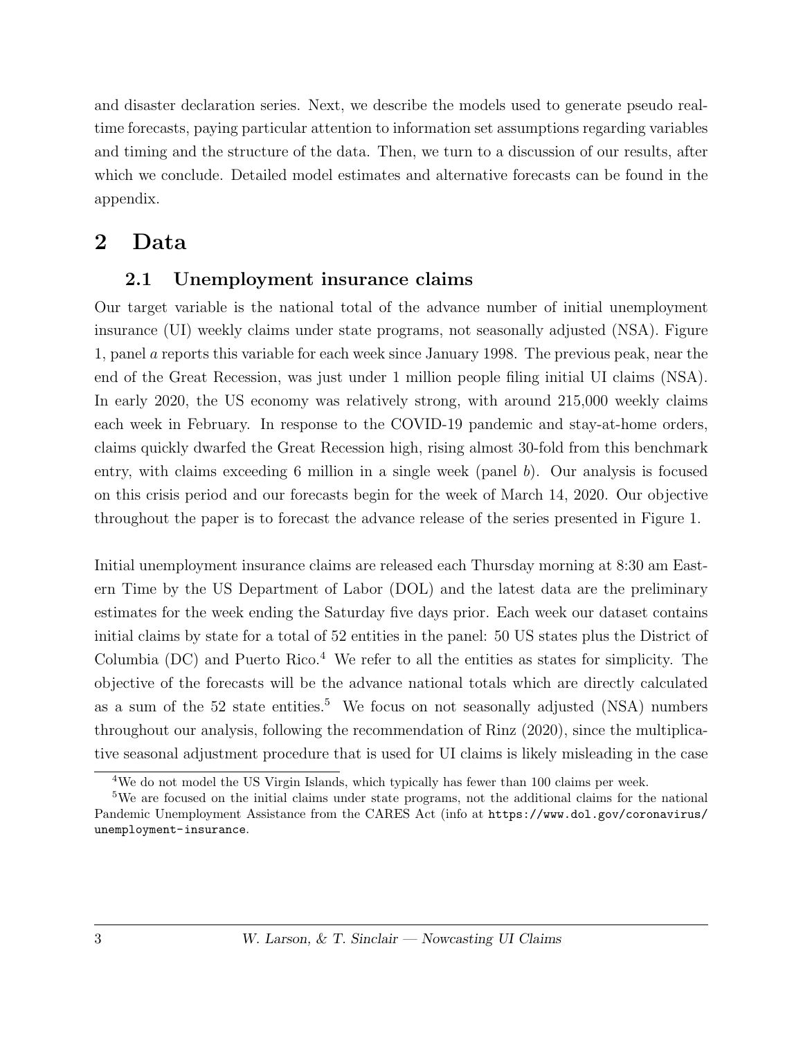and disaster declaration series. Next, we describe the models used to generate pseudo real-time forecasts, paying particular attention to information set assumptions regarding variables and timing and the structure of the data. Then, we turn to a discussion of our results, after which we conclude. Detailed model estimates and alternative forecasts can be found in the appendix.

# 2 Data

## 2.1 Unemployment insurance claims

Our target variable is the national total of the advance number of initial unemployment insurance (UI) weekly claims under state programs, not seasonally adjusted (NSA). Figure 1, panel *a* reports this variable for each week since January 1998. The previous peak, near the end of the Great Recession, was just under 1 million people filing initial UI claims (NSA). In early 2020, the US economy was relatively strong, with around 215,000 weekly claims each week in February. In response to the COVID-19 pandemic and stay-at-home orders, claims quickly dwarfed the Great Recession high, rising almost 30-fold from this benchmark entry, with claims exceeding 6 million in a single week (panel *b*). Our analysis is focused on this crisis period and our forecasts begin for the week of March 14, 2020. Our objective throughout the paper is to forecast the advance release of the series presented in Figure 1.

Initial unemployment insurance claims are released each Thursday morning at 8:30 am Eastern Time by the US Department of Labor (DOL) and the latest data are the preliminary estimates for the week ending the Saturday five days prior. Each week our dataset contains initial claims by state for a total of 52 entities in the panel: 50 US states plus the District of Columbia (DC) and Puerto Rico.[4] We refer to all the entities as states for simplicity. The objective of the forecasts will be the advance national totals which are directly calculated as a sum of the 52 state entities.[5] We focus on not seasonally adjusted (NSA) numbers throughout our analysis, following the recommendation of Rinz (2020), since the multiplicative seasonal adjustment procedure that is used for UI claims is likely misleading in the case

[4] We do not model the US Virgin Islands, which typically has fewer than 100 claims per week.

[5] We are focused on the initial claims under state programs, not the additional claims for the national Pandemic Unemployment Assistance from the CARES Act (info at `https://www.dol.gov/coronavirus/unemployment-insurance`.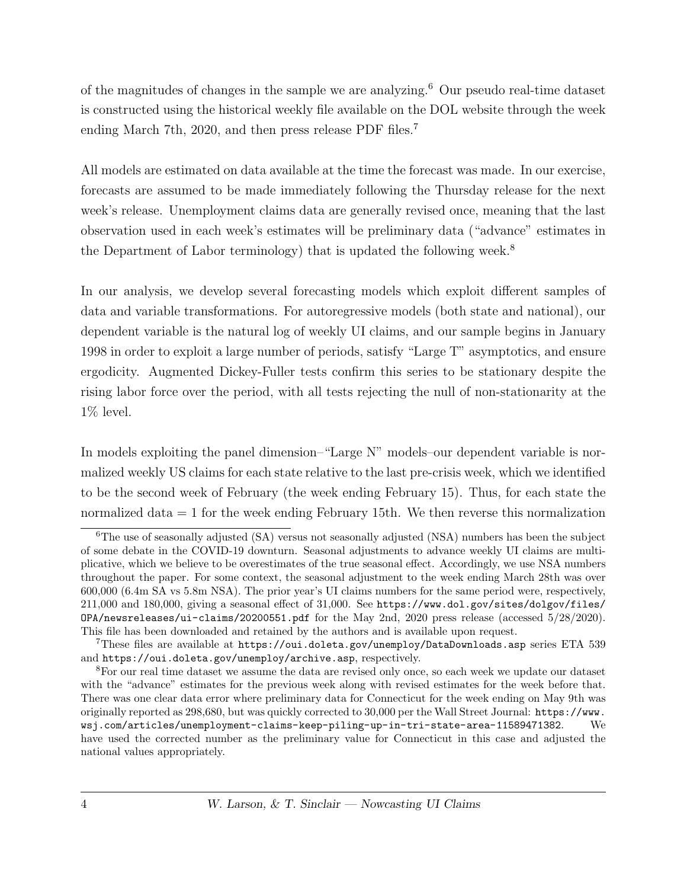of the magnitudes of changes in the sample we are analyzing.[6] Our pseudo real-time dataset is constructed using the historical weekly file available on the DOL website through the week ending March 7th, 2020, and then press release PDF files.[7]

All models are estimated on data available at the time the forecast was made. In our exercise, forecasts are assumed to be made immediately following the Thursday release for the next week's release. Unemployment claims data are generally revised once, meaning that the last observation used in each week's estimates will be preliminary data ("advance" estimates in the Department of Labor terminology) that is updated the following week.[8]

In our analysis, we develop several forecasting models which exploit different samples of data and variable transformations. For autoregressive models (both state and national), our dependent variable is the natural log of weekly UI claims, and our sample begins in January 1998 in order to exploit a large number of periods, satisfy "Large T" asymptotics, and ensure ergodicity. Augmented Dickey-Fuller tests confirm this series to be stationary despite the rising labor force over the period, with all tests rejecting the null of non-stationarity at the 1% level.

In models exploiting the panel dimension–"Large N" models–our dependent variable is normalized weekly US claims for each state relative to the last pre-crisis week, which we identified to be the second week of February (the week ending February 15). Thus, for each state the normalized data = 1 for the week ending February 15th. We then reverse this normalization

---

[6] The use of seasonally adjusted (SA) versus not seasonally adjusted (NSA) numbers has been the subject of some debate in the COVID-19 downturn. Seasonal adjustments to advance weekly UI claims are multiplicative, which we believe to be overestimates of the true seasonal effect. Accordingly, we use NSA numbers throughout the paper. For some context, the seasonal adjustment to the week ending March 28th was over 600,000 (6.4m SA vs 5.8m NSA). The prior year's UI claims numbers for the same period were, respectively, 211,000 and 180,000, giving a seasonal effect of 31,000. See `https://www.dol.gov/sites/dolgov/files/OPA/newsreleases/ui-claims/20200551.pdf` for the May 2nd, 2020 press release (accessed 5/28/2020). This file has been downloaded and retained by the authors and is available upon request.

[7] These files are available at `https://oui.doleta.gov/unemploy/DataDownloads.asp` series ETA 539 and `https://oui.doleta.gov/unemploy/archive.asp`, respectively.

[8] For our real time dataset we assume the data are revised only once, so each week we update our dataset with the "advance" estimates for the previous week along with revised estimates for the week before that. There was one clear data error where preliminary data for Connecticut for the week ending on May 9th was originally reported as 298,680, but was quickly corrected to 30,000 per the Wall Street Journal: `https://www.wsj.com/articles/unemployment-claims-keep-piling-up-in-tri-state-area-11589471382`. We have used the corrected number as the preliminary value for Connecticut in this case and adjusted the national values appropriately.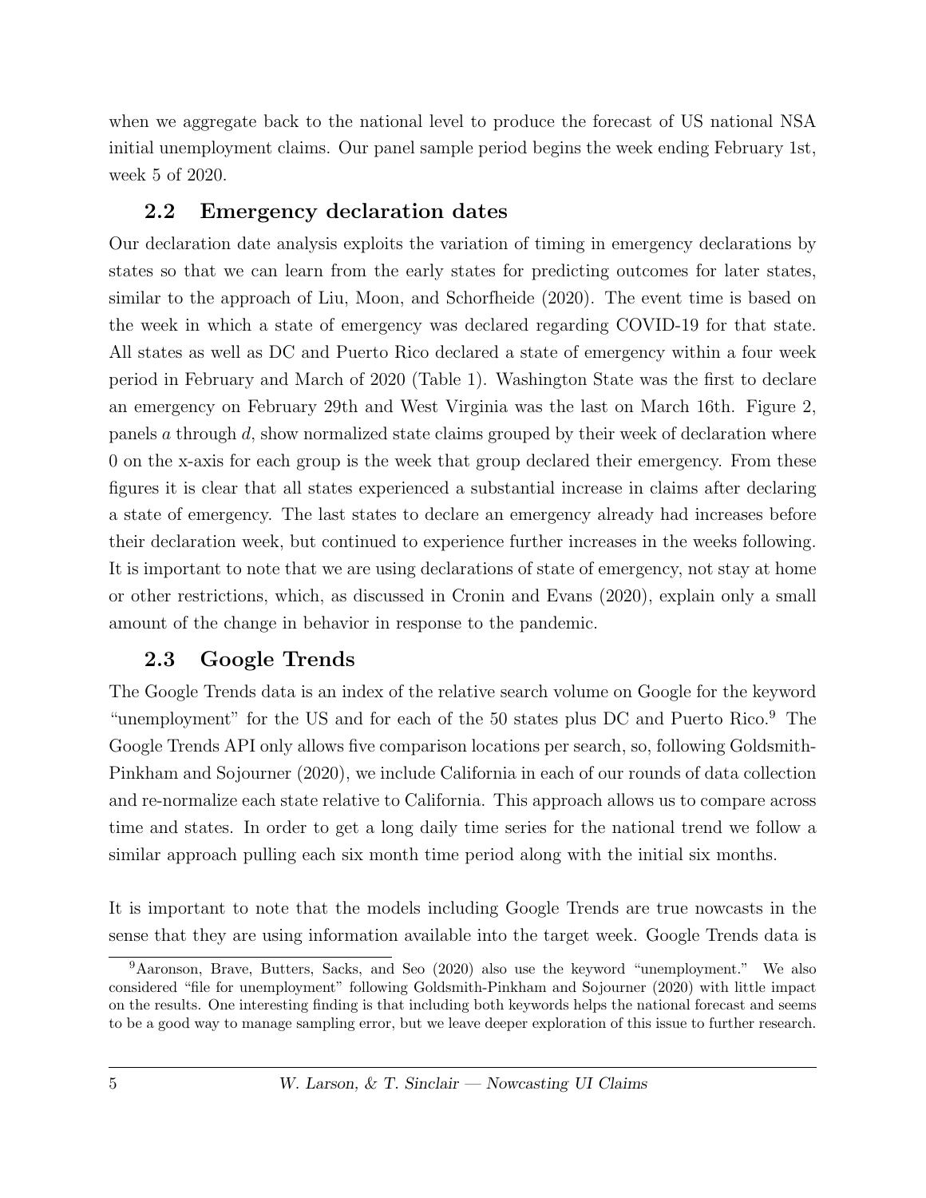when we aggregate back to the national level to produce the forecast of US national NSA initial unemployment claims. Our panel sample period begins the week ending February 1st, week 5 of 2020.

## 2.2 Emergency declaration dates

Our declaration date analysis exploits the variation of timing in emergency declarations by states so that we can learn from the early states for predicting outcomes for later states, similar to the approach of Liu, Moon, and Schorfheide (2020). The event time is based on the week in which a state of emergency was declared regarding COVID-19 for that state. All states as well as DC and Puerto Rico declared a state of emergency within a four week period in February and March of 2020 (Table 1). Washington State was the first to declare an emergency on February 29th and West Virginia was the last on March 16th. Figure 2, panels *a* through *d*, show normalized state claims grouped by their week of declaration where 0 on the x-axis for each group is the week that group declared their emergency. From these figures it is clear that all states experienced a substantial increase in claims after declaring a state of emergency. The last states to declare an emergency already had increases before their declaration week, but continued to experience further increases in the weeks following. It is important to note that we are using declarations of state of emergency, not stay at home or other restrictions, which, as discussed in Cronin and Evans (2020), explain only a small amount of the change in behavior in response to the pandemic.

## 2.3 Google Trends

The Google Trends data is an index of the relative search volume on Google for the keyword "unemployment" for the US and for each of the 50 states plus DC and Puerto Rico.[9] The Google Trends API only allows five comparison locations per search, so, following Goldsmith-Pinkham and Sojourner (2020), we include California in each of our rounds of data collection and re-normalize each state relative to California. This approach allows us to compare across time and states. In order to get a long daily time series for the national trend we follow a similar approach pulling each six month time period along with the initial six months.

It is important to note that the models including Google Trends are true nowcasts in the sense that they are using information available into the target week. Google Trends data is

[9] Aaronson, Brave, Butters, Sacks, and Seo (2020) also use the keyword "unemployment." We also considered "file for unemployment" following Goldsmith-Pinkham and Sojourner (2020) with little impact on the results. One interesting finding is that including both keywords helps the national forecast and seems to be a good way to manage sampling error, but we leave deeper exploration of this issue to further research.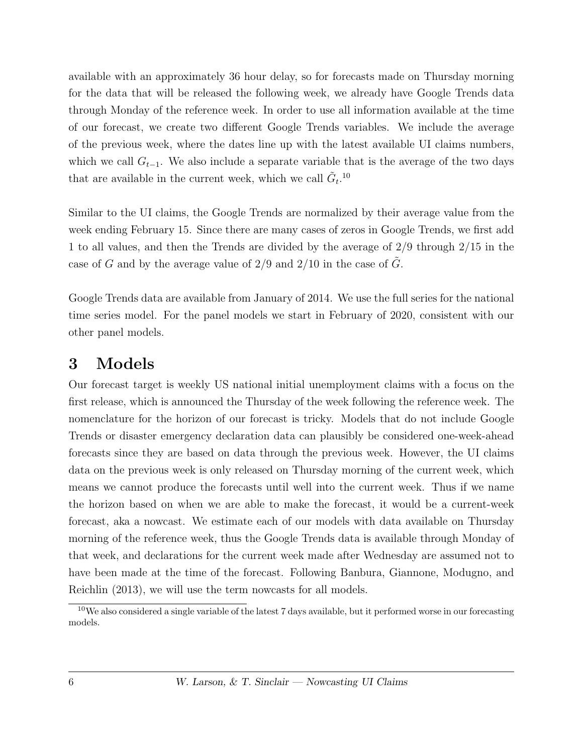available with an approximately 36 hour delay, so for forecasts made on Thursday morning for the data that will be released the following week, we already have Google Trends data through Monday of the reference week. In order to use all information available at the time of our forecast, we create two different Google Trends variables. We include the average of the previous week, where the dates line up with the latest available UI claims numbers, which we call $G_{t-1}$. We also include a separate variable that is the average of the two days that are available in the current week, which we call $\tilde{G}_t$.[10]

Similar to the UI claims, the Google Trends are normalized by their average value from the week ending February 15. Since there are many cases of zeros in Google Trends, we first add 1 to all values, and then the Trends are divided by the average of 2/9 through 2/15 in the case of $G$ and by the average value of 2/9 and 2/10 in the case of $\tilde{G}$.

Google Trends data are available from January of 2014. We use the full series for the national time series model. For the panel models we start in February of 2020, consistent with our other panel models.

# 3 Models

Our forecast target is weekly US national initial unemployment claims with a focus on the first release, which is announced the Thursday of the week following the reference week. The nomenclature for the horizon of our forecast is tricky. Models that do not include Google Trends or disaster emergency declaration data can plausibly be considered one-week-ahead forecasts since they are based on data through the previous week. However, the UI claims data on the previous week is only released on Thursday morning of the current week, which means we cannot produce the forecasts until well into the current week. Thus if we name the horizon based on when we are able to make the forecast, it would be a current-week forecast, aka a nowcast. We estimate each of our models with data available on Thursday morning of the reference week, thus the Google Trends data is available through Monday of that week, and declarations for the current week made after Wednesday are assumed not to have been made at the time of the forecast. Following Banbura, Giannone, Modugno, and Reichlin (2013), we will use the term nowcasts for all models.

[10] We also considered a single variable of the latest 7 days available, but it performed worse in our forecasting models.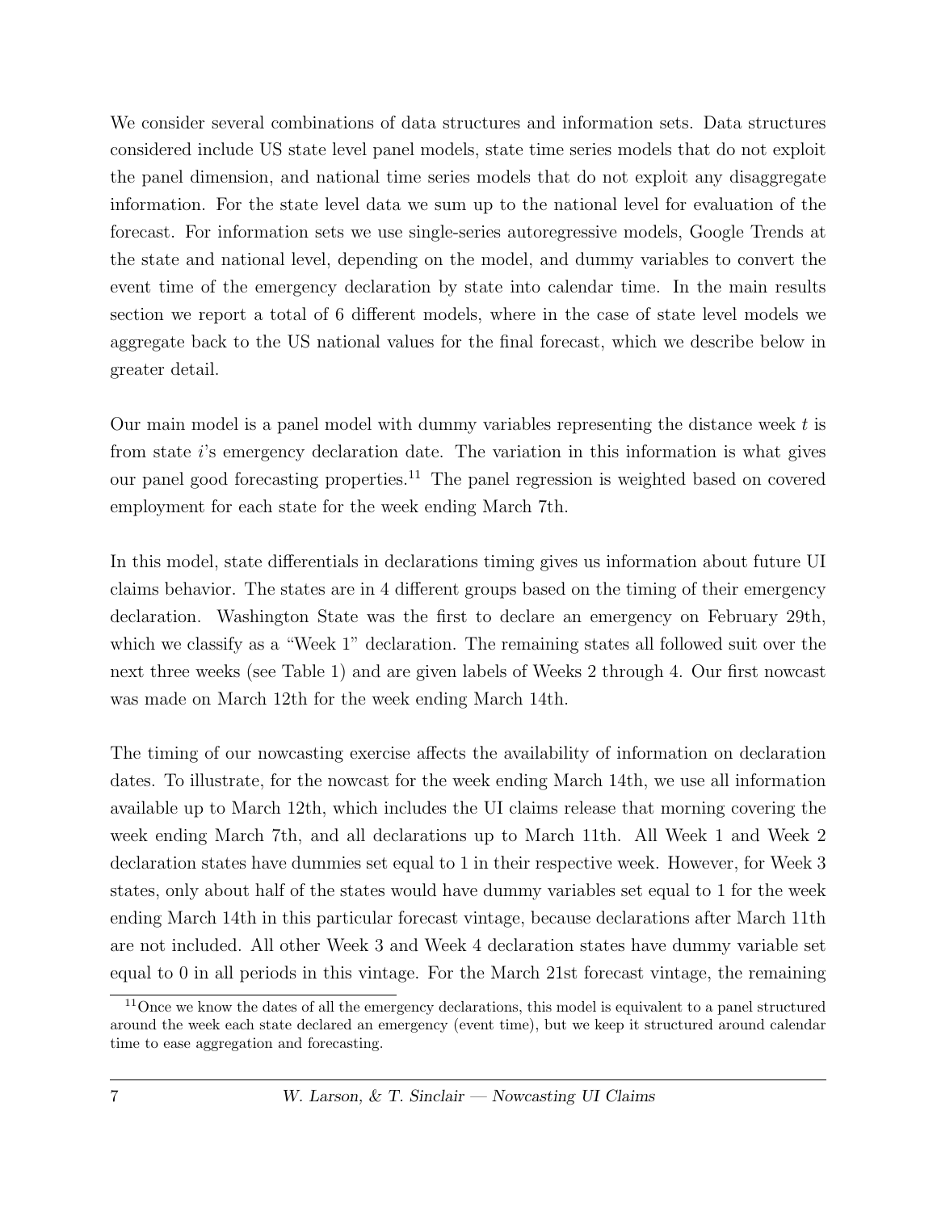We consider several combinations of data structures and information sets. Data structures considered include US state level panel models, state time series models that do not exploit the panel dimension, and national time series models that do not exploit any disaggregate information. For the state level data we sum up to the national level for evaluation of the forecast. For information sets we use single-series autoregressive models, Google Trends at the state and national level, depending on the model, and dummy variables to convert the event time of the emergency declaration by state into calendar time. In the main results section we report a total of 6 different models, where in the case of state level models we aggregate back to the US national values for the final forecast, which we describe below in greater detail.

Our main model is a panel model with dummy variables representing the distance week $t$ is from state $i$'s emergency declaration date. The variation in this information is what gives our panel good forecasting properties.[11] The panel regression is weighted based on covered employment for each state for the week ending March 7th.

In this model, state differentials in declarations timing gives us information about future UI claims behavior. The states are in 4 different groups based on the timing of their emergency declaration. Washington State was the first to declare an emergency on February 29th, which we classify as a "Week 1" declaration. The remaining states all followed suit over the next three weeks (see Table 1) and are given labels of Weeks 2 through 4. Our first nowcast was made on March 12th for the week ending March 14th.

The timing of our nowcasting exercise affects the availability of information on declaration dates. To illustrate, for the nowcast for the week ending March 14th, we use all information available up to March 12th, which includes the UI claims release that morning covering the week ending March 7th, and all declarations up to March 11th. All Week 1 and Week 2 declaration states have dummies set equal to 1 in their respective week. However, for Week 3 states, only about half of the states would have dummy variables set equal to 1 for the week ending March 14th in this particular forecast vintage, because declarations after March 11th are not included. All other Week 3 and Week 4 declaration states have dummy variable set equal to 0 in all periods in this vintage. For the March 21st forecast vintage, the remaining

[11] Once we know the dates of all the emergency declarations, this model is equivalent to a panel structured around the week each state declared an emergency (event time), but we keep it structured around calendar time to ease aggregation and forecasting.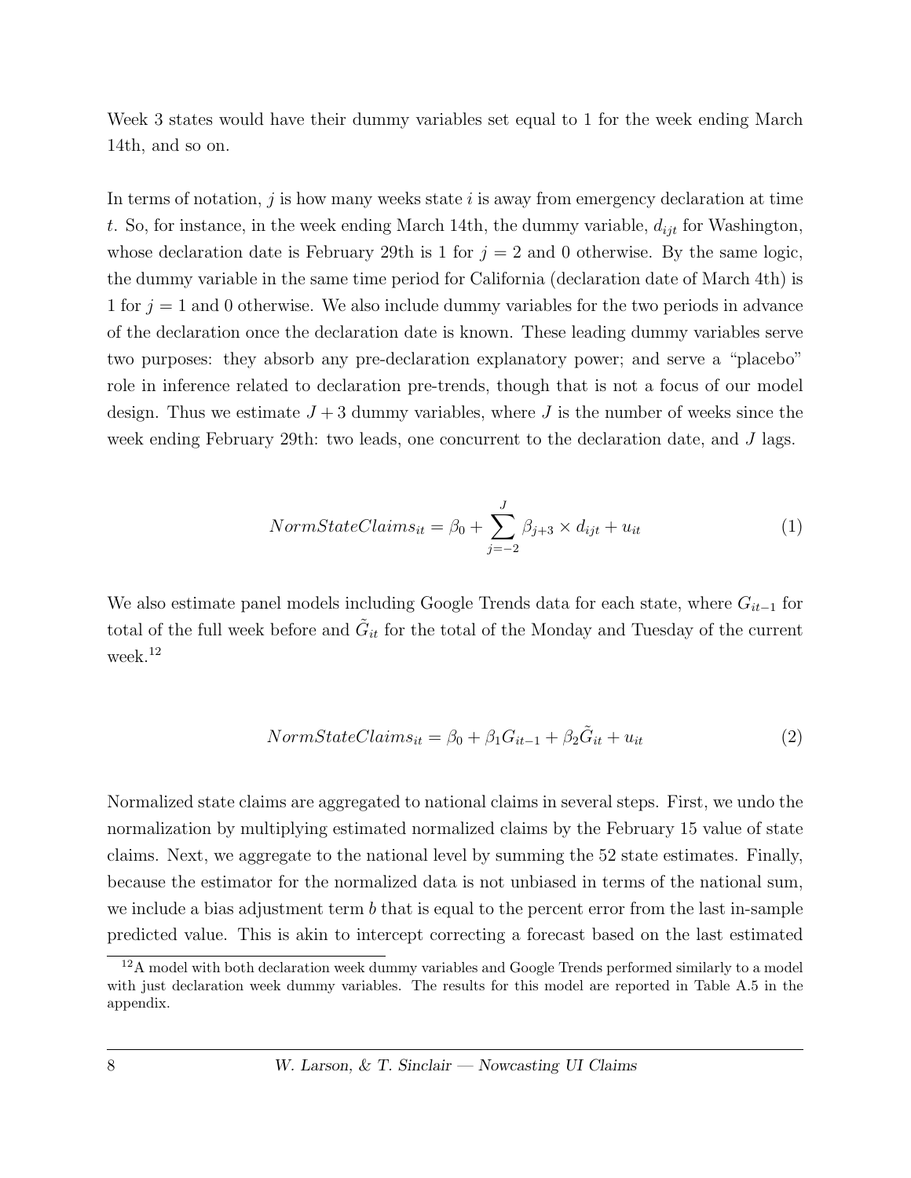Week 3 states would have their dummy variables set equal to 1 for the week ending March 14th, and so on.

In terms of notation, $j$ is how many weeks state $i$ is away from emergency declaration at time $t$. So, for instance, in the week ending March 14th, the dummy variable, $d_{ijt}$ for Washington, whose declaration date is February 29th is 1 for $j = 2$ and 0 otherwise. By the same logic, the dummy variable in the same time period for California (declaration date of March 4th) is 1 for $j = 1$ and 0 otherwise. We also include dummy variables for the two periods in advance of the declaration once the declaration date is known. These leading dummy variables serve two purposes: they absorb any pre-declaration explanatory power; and serve a "placebo" role in inference related to declaration pre-trends, though that is not a focus of our model design. Thus we estimate $J + 3$ dummy variables, where $J$ is the number of weeks since the week ending February 29th: two leads, one concurrent to the declaration date, and $J$ lags.

$$NormStateClaims_{it} = \beta_0 + \sum_{j=-2}^{J} \beta_{j+3} \times d_{ijt} + u_{it} \tag{1}$$

We also estimate panel models including Google Trends data for each state, where $G_{it-1}$ for total of the full week before and $\tilde{G}_{it}$ for the total of the Monday and Tuesday of the current week.[12]

$$NormStateClaims_{it} = \beta_0 + \beta_1 G_{it-1} + \beta_2 \tilde{G}_{it} + u_{it} \tag{2}$$

Normalized state claims are aggregated to national claims in several steps. First, we undo the normalization by multiplying estimated normalized claims by the February 15 value of state claims. Next, we aggregate to the national level by summing the 52 state estimates. Finally, because the estimator for the normalized data is not unbiased in terms of the national sum, we include a bias adjustment term $b$ that is equal to the percent error from the last in-sample predicted value. This is akin to intercept correcting a forecast based on the last estimated

[12] A model with both declaration week dummy variables and Google Trends performed similarly to a model with just declaration week dummy variables. The results for this model are reported in Table A.5 in the appendix.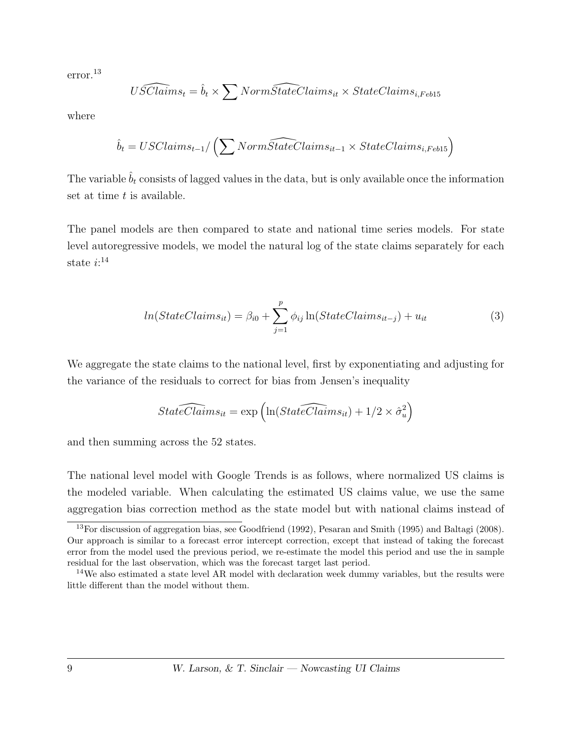error.[13]

$$\widehat{USClaims}_t = \hat{b}_t \times \sum Norm\widehat{StateClaims}_{it} \times StateClaims_{i,Feb15}$$

where

$$\hat{b}_t = USClaims_{t-1} / \left( \sum Norm\widehat{StateClaims}_{it-1} \times StateClaims_{i,Feb15} \right)$$

The variable $\hat{b}_t$ consists of lagged values in the data, but is only available once the information set at time $t$ is available.

The panel models are then compared to state and national time series models. For state level autoregressive models, we model the natural log of the state claims separately for each state $i$:[14]

$$ln(StateClaims_{it}) = \beta_{i0} + \sum_{j=1}^{p} \phi_{ij} \ln(StateClaims_{it-j}) + u_{it} \tag{3}$$

We aggregate the state claims to the national level, first by exponentiating and adjusting for the variance of the residuals to correct for bias from Jensen's inequality

$$\widehat{StateClaims}_{it} = \exp\left( \ln(\widehat{StateClaims}_{it}) + 1/2 \times \hat{\sigma}_u^2 \right)$$

and then summing across the 52 states.

The national level model with Google Trends is as follows, where normalized US claims is the modeled variable. When calculating the estimated US claims value, we use the same aggregation bias correction method as the state model but with national claims instead of

[13] For discussion of aggregation bias, see Goodfriend (1992), Pesaran and Smith (1995) and Baltagi (2008). Our approach is similar to a forecast error intercept correction, except that instead of taking the forecast error from the model used the previous period, we re-estimate the model this period and use the in sample residual for the last observation, which was the forecast target last period.

[14] We also estimated a state level AR model with declaration week dummy variables, but the results were little different than the model without them.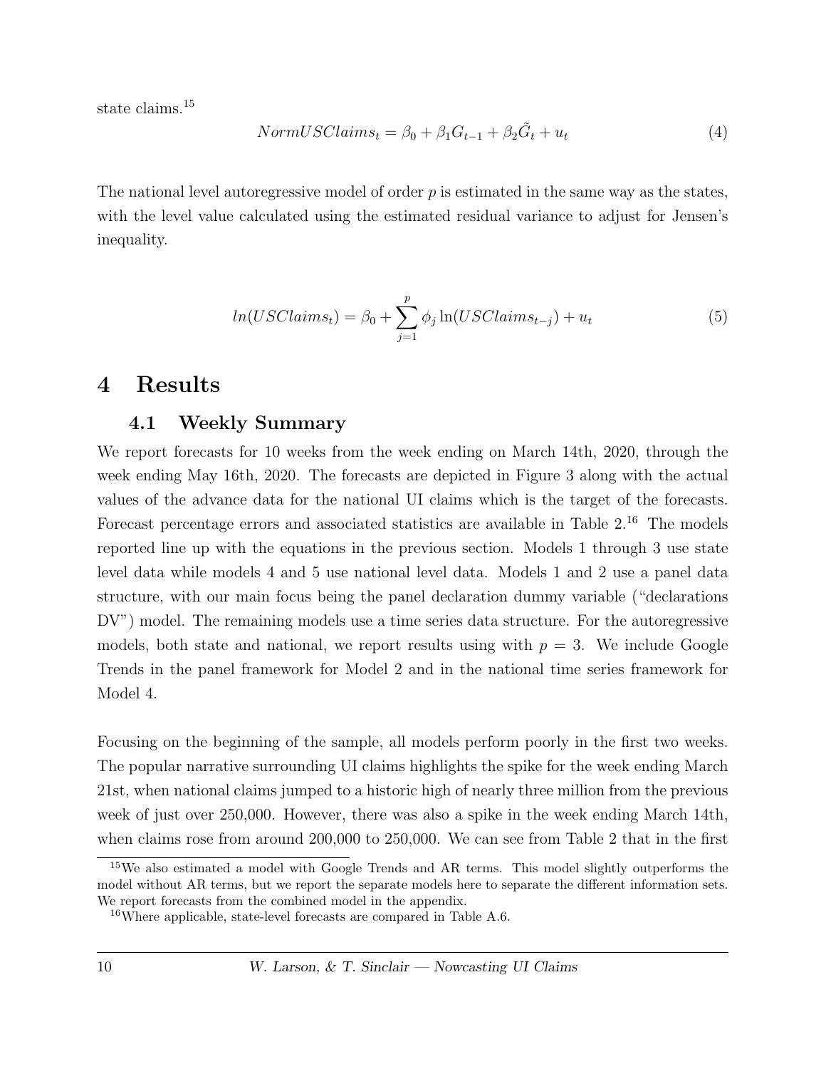state claims.[15]

$$NormUSClaims_t = \beta_0 + \beta_1 G_{t-1} + \beta_2 \tilde{G}_t + u_t \tag{4}$$

The national level autoregressive model of order $p$ is estimated in the same way as the states, with the level value calculated using the estimated residual variance to adjust for Jensen's inequality.

$$ln(USClaims_t) = \beta_0 + \sum_{j=1}^{p} \phi_j \ln(USClaims_{t-j}) + u_t \tag{5}$$

# 4 Results

## 4.1 Weekly Summary

We report forecasts for 10 weeks from the week ending on March 14th, 2020, through the week ending May 16th, 2020. The forecasts are depicted in Figure 3 along with the actual values of the advance data for the national UI claims which is the target of the forecasts. Forecast percentage errors and associated statistics are available in Table 2.[16] The models reported line up with the equations in the previous section. Models 1 through 3 use state level data while models 4 and 5 use national level data. Models 1 and 2 use a panel data structure, with our main focus being the panel declaration dummy variable ("declarations DV") model. The remaining models use a time series data structure. For the autoregressive models, both state and national, we report results using with $p = 3$. We include Google Trends in the panel framework for Model 2 and in the national time series framework for Model 4.

Focusing on the beginning of the sample, all models perform poorly in the first two weeks. The popular narrative surrounding UI claims highlights the spike for the week ending March 21st, when national claims jumped to a historic high of nearly three million from the previous week of just over 250,000. However, there was also a spike in the week ending March 14th, when claims rose from around 200,000 to 250,000. We can see from Table 2 that in the first

[15] We also estimated a model with Google Trends and AR terms. This model slightly outperforms the model without AR terms, but we report the separate models here to separate the different information sets. We report forecasts from the combined model in the appendix.

[16] Where applicable, state-level forecasts are compared in Table A.6.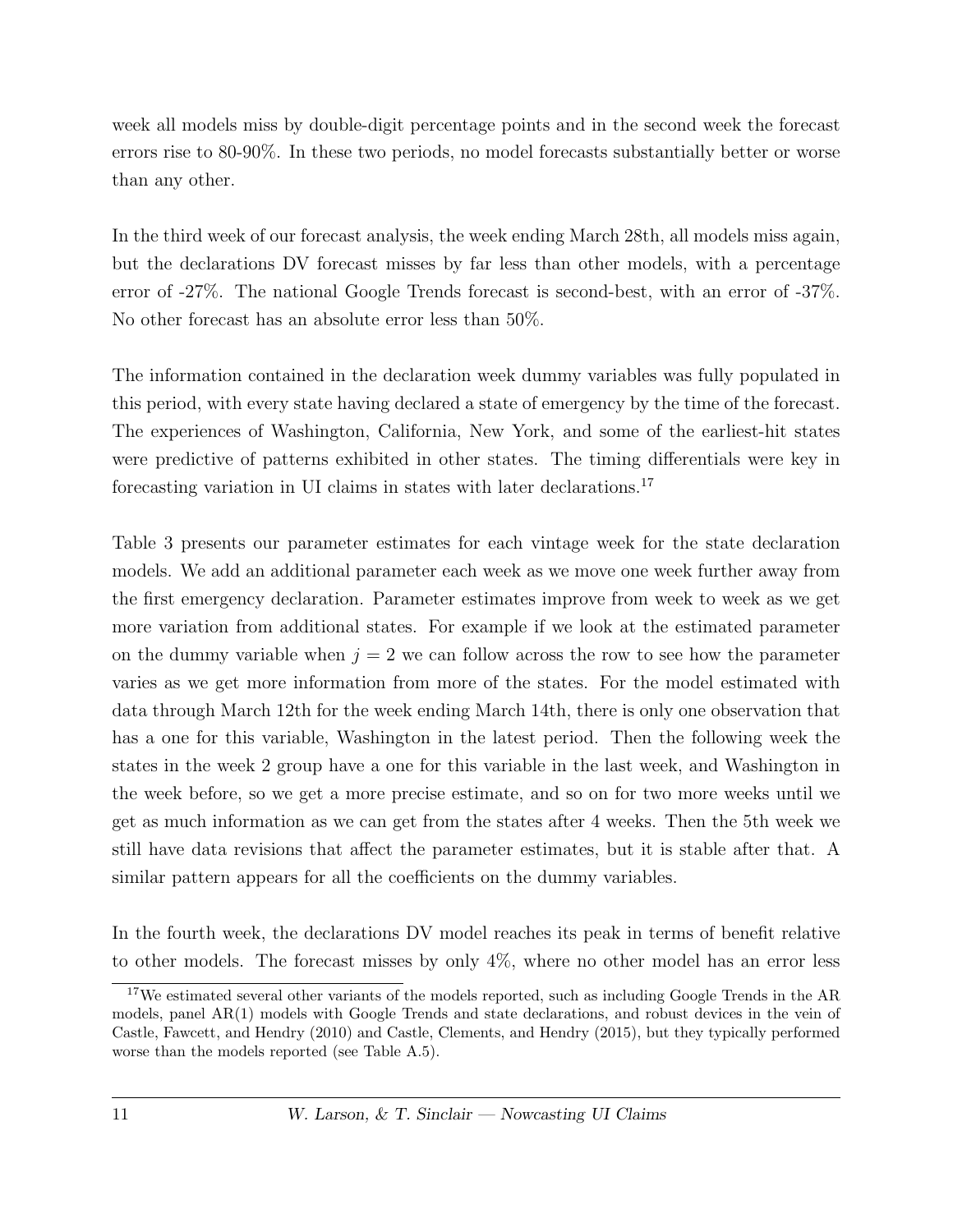week all models miss by double-digit percentage points and in the second week the forecast errors rise to 80-90%. In these two periods, no model forecasts substantially better or worse than any other.

In the third week of our forecast analysis, the week ending March 28th, all models miss again, but the declarations DV forecast misses by far less than other models, with a percentage error of -27%. The national Google Trends forecast is second-best, with an error of -37%. No other forecast has an absolute error less than 50%.

The information contained in the declaration week dummy variables was fully populated in this period, with every state having declared a state of emergency by the time of the forecast. The experiences of Washington, California, New York, and some of the earliest-hit states were predictive of patterns exhibited in other states. The timing differentials were key in forecasting variation in UI claims in states with later declarations.[17]

Table 3 presents our parameter estimates for each vintage week for the state declaration models. We add an additional parameter each week as we move one week further away from the first emergency declaration. Parameter estimates improve from week to week as we get more variation from additional states. For example if we look at the estimated parameter on the dummy variable when $j = 2$ we can follow across the row to see how the parameter varies as we get more information from more of the states. For the model estimated with data through March 12th for the week ending March 14th, there is only one observation that has a one for this variable, Washington in the latest period. Then the following week the states in the week 2 group have a one for this variable in the last week, and Washington in the week before, so we get a more precise estimate, and so on for two more weeks until we get as much information as we can get from the states after 4 weeks. Then the 5th week we still have data revisions that affect the parameter estimates, but it is stable after that. A similar pattern appears for all the coefficients on the dummy variables.

In the fourth week, the declarations DV model reaches its peak in terms of benefit relative to other models. The forecast misses by only 4%, where no other model has an error less

[17] We estimated several other variants of the models reported, such as including Google Trends in the AR models, panel AR(1) models with Google Trends and state declarations, and robust devices in the vein of Castle, Fawcett, and Hendry (2010) and Castle, Clements, and Hendry (2015), but they typically performed worse than the models reported (see Table A.5).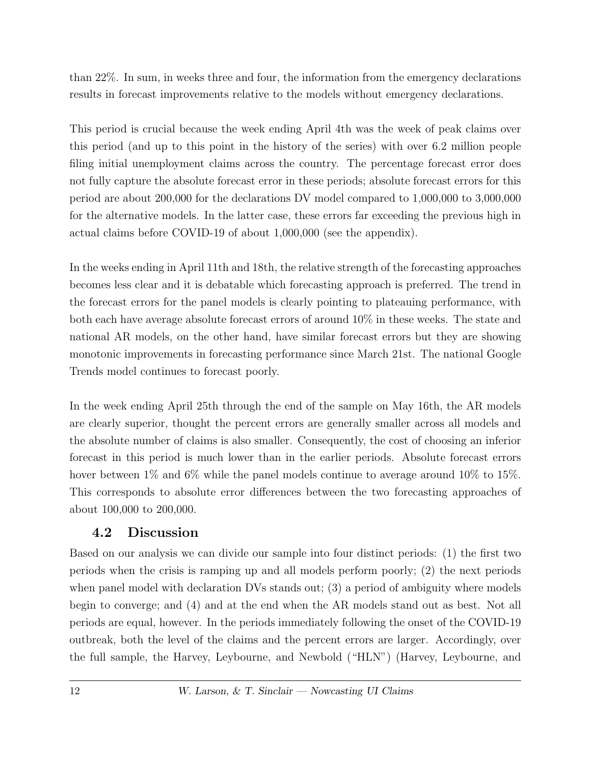than 22%. In sum, in weeks three and four, the information from the emergency declarations results in forecast improvements relative to the models without emergency declarations.

This period is crucial because the week ending April 4th was the week of peak claims over this period (and up to this point in the history of the series) with over 6.2 million people filing initial unemployment claims across the country. The percentage forecast error does not fully capture the absolute forecast error in these periods; absolute forecast errors for this period are about 200,000 for the declarations DV model compared to 1,000,000 to 3,000,000 for the alternative models. In the latter case, these errors far exceeding the previous high in actual claims before COVID-19 of about 1,000,000 (see the appendix).

In the weeks ending in April 11th and 18th, the relative strength of the forecasting approaches becomes less clear and it is debatable which forecasting approach is preferred. The trend in the forecast errors for the panel models is clearly pointing to plateauing performance, with both each have average absolute forecast errors of around 10% in these weeks. The state and national AR models, on the other hand, have similar forecast errors but they are showing monotonic improvements in forecasting performance since March 21st. The national Google Trends model continues to forecast poorly.

In the week ending April 25th through the end of the sample on May 16th, the AR models are clearly superior, thought the percent errors are generally smaller across all models and the absolute number of claims is also smaller. Consequently, the cost of choosing an inferior forecast in this period is much lower than in the earlier periods. Absolute forecast errors hover between 1% and 6% while the panel models continue to average around 10% to 15%. This corresponds to absolute error differences between the two forecasting approaches of about 100,000 to 200,000.

### 4.2 Discussion

Based on our analysis we can divide our sample into four distinct periods: (1) the first two periods when the crisis is ramping up and all models perform poorly; (2) the next periods when panel model with declaration DVs stands out; (3) a period of ambiguity where models begin to converge; and (4) and at the end when the AR models stand out as best. Not all periods are equal, however. In the periods immediately following the onset of the COVID-19 outbreak, both the level of the claims and the percent errors are larger. Accordingly, over the full sample, the Harvey, Leybourne, and Newbold ("HLN") (Harvey, Leybourne, and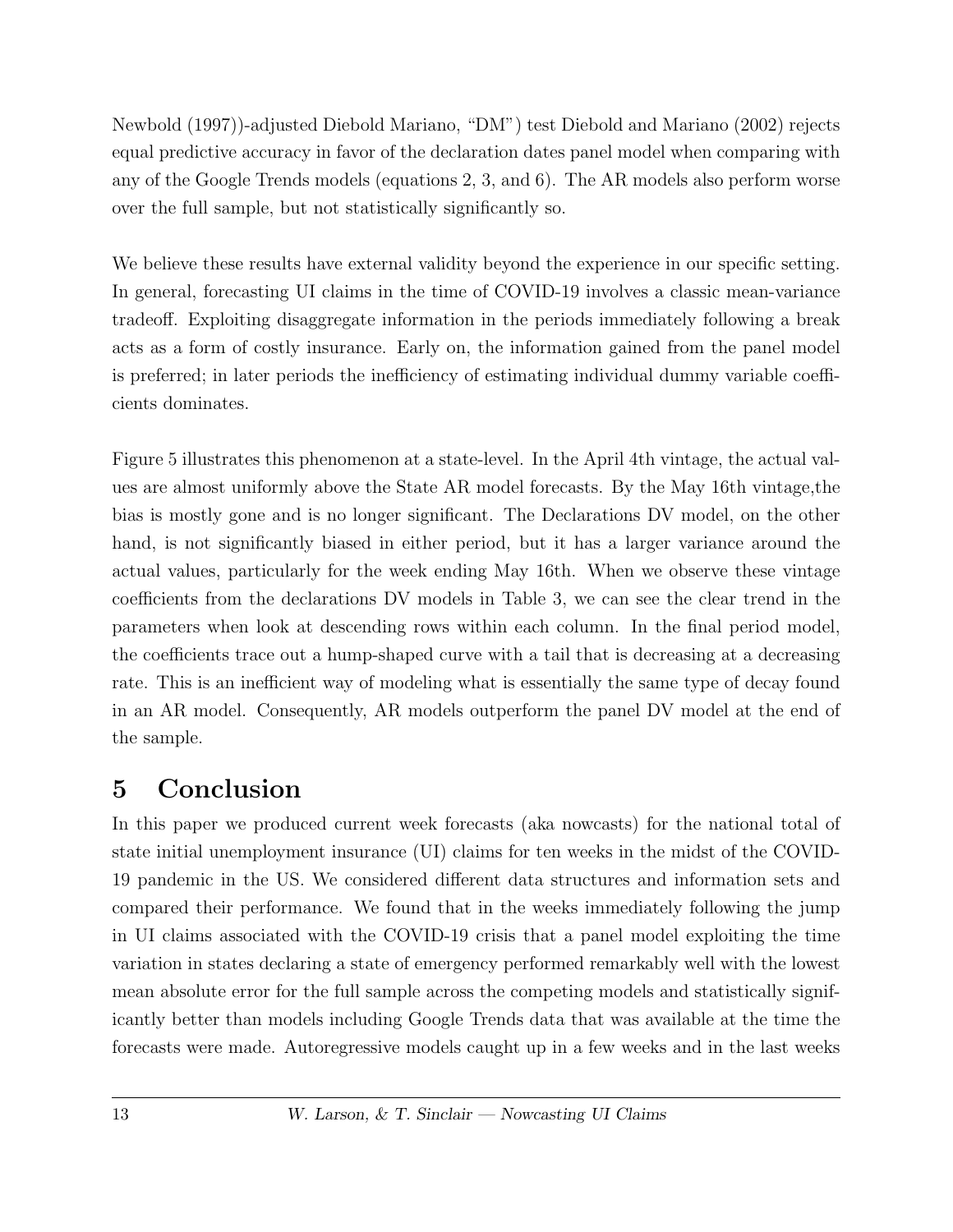Newbold (1997))-adjusted Diebold Mariano, "DM") test Diebold and Mariano (2002) rejects equal predictive accuracy in favor of the declaration dates panel model when comparing with any of the Google Trends models (equations 2, 3, and 6). The AR models also perform worse over the full sample, but not statistically significantly so.

We believe these results have external validity beyond the experience in our specific setting. In general, forecasting UI claims in the time of COVID-19 involves a classic mean-variance tradeoff. Exploiting disaggregate information in the periods immediately following a break acts as a form of costly insurance. Early on, the information gained from the panel model is preferred; in later periods the inefficiency of estimating individual dummy variable coefficients dominates.

Figure 5 illustrates this phenomenon at a state-level. In the April 4th vintage, the actual values are almost uniformly above the State AR model forecasts. By the May 16th vintage,the bias is mostly gone and is no longer significant. The Declarations DV model, on the other hand, is not significantly biased in either period, but it has a larger variance around the actual values, particularly for the week ending May 16th. When we observe these vintage coefficients from the declarations DV models in Table 3, we can see the clear trend in the parameters when look at descending rows within each column. In the final period model, the coefficients trace out a hump-shaped curve with a tail that is decreasing at a decreasing rate. This is an inefficient way of modeling what is essentially the same type of decay found in an AR model. Consequently, AR models outperform the panel DV model at the end of the sample.

# 5 Conclusion

In this paper we produced current week forecasts (aka nowcasts) for the national total of state initial unemployment insurance (UI) claims for ten weeks in the midst of the COVID-19 pandemic in the US. We considered different data structures and information sets and compared their performance. We found that in the weeks immediately following the jump in UI claims associated with the COVID-19 crisis that a panel model exploiting the time variation in states declaring a state of emergency performed remarkably well with the lowest mean absolute error for the full sample across the competing models and statistically significantly better than models including Google Trends data that was available at the time the forecasts were made. Autoregressive models caught up in a few weeks and in the last weeks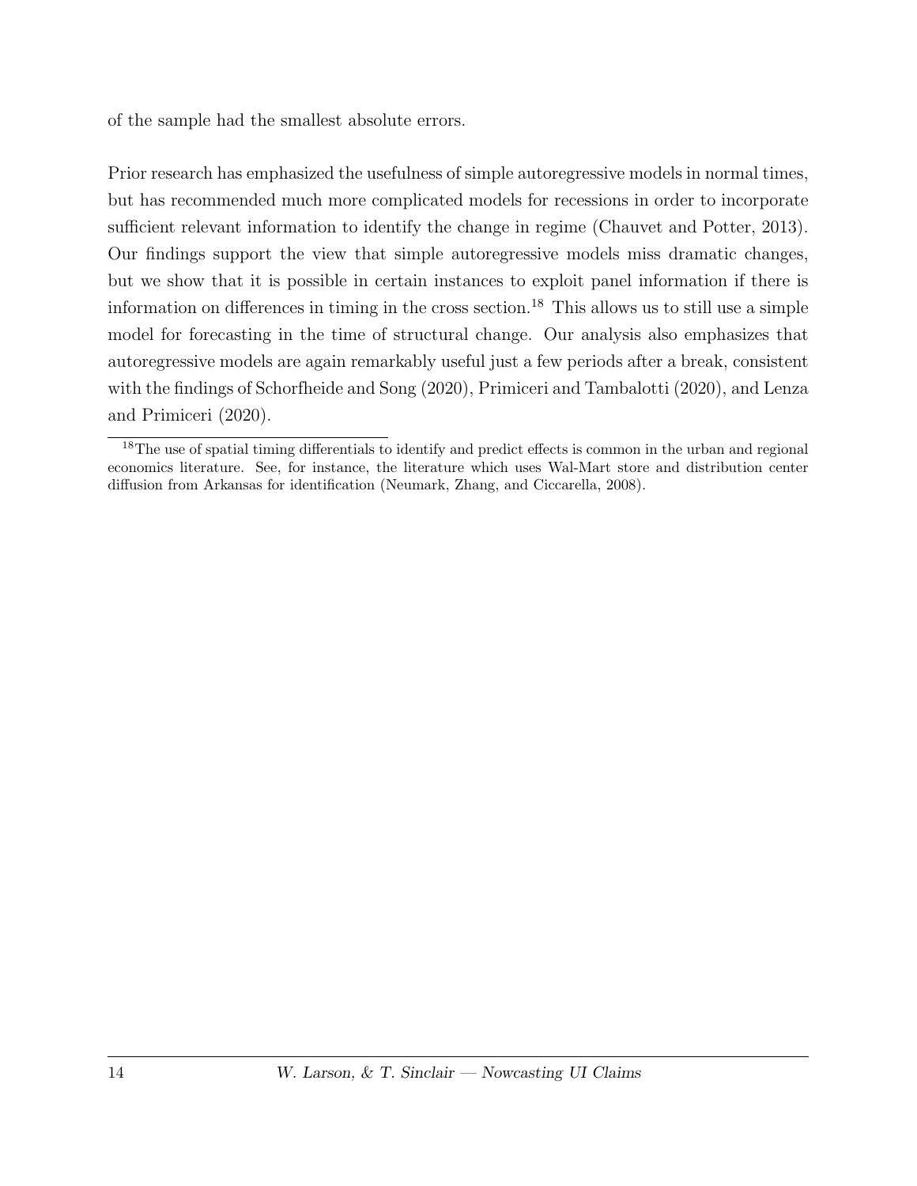of the sample had the smallest absolute errors.

Prior research has emphasized the usefulness of simple autoregressive models in normal times, but has recommended much more complicated models for recessions in order to incorporate sufficient relevant information to identify the change in regime (Chauvet and Potter, 2013). Our findings support the view that simple autoregressive models miss dramatic changes, but we show that it is possible in certain instances to exploit panel information if there is information on differences in timing in the cross section.[18] This allows us to still use a simple model for forecasting in the time of structural change. Our analysis also emphasizes that autoregressive models are again remarkably useful just a few periods after a break, consistent with the findings of Schorfheide and Song (2020), Primiceri and Tambalotti (2020), and Lenza and Primiceri (2020).

[18] The use of spatial timing differentials to identify and predict effects is common in the urban and regional economics literature. See, for instance, the literature which uses Wal-Mart store and distribution center diffusion from Arkansas for identification (Neumark, Zhang, and Ciccarella, 2008).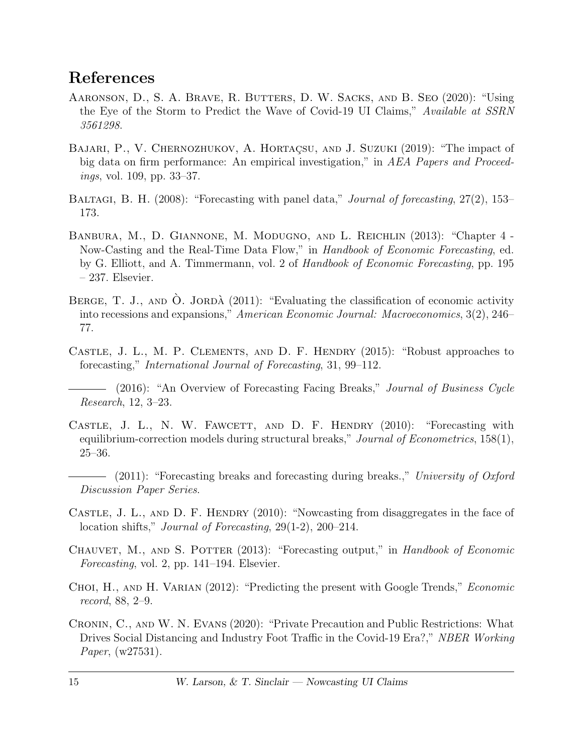## References

Aaronson, D., S. A. Brave, R. Butters, D. W. Sacks, and B. Seo (2020): "Using the Eye of the Storm to Predict the Wave of Covid-19 UI Claims," *Available at SSRN 3561298*.

Bajari, P., V. Chernozhukov, A. Hortaçsu, and J. Suzuki (2019): "The impact of big data on firm performance: An empirical investigation," in *AEA Papers and Proceedings*, vol. 109, pp. 33–37.

Baltagi, B. H. (2008): "Forecasting with panel data," *Journal of forecasting*, 27(2), 153–173.

Banbura, M., D. Giannone, M. Modugno, and L. Reichlin (2013): "Chapter 4 - Now-Casting and the Real-Time Data Flow," in *Handbook of Economic Forecasting*, ed. by G. Elliott, and A. Timmermann, vol. 2 of *Handbook of Economic Forecasting*, pp. 195 – 237. Elsevier.

Berge, T. J., and Ò. Jordà (2011): "Evaluating the classification of economic activity into recessions and expansions," *American Economic Journal: Macroeconomics*, 3(2), 246–77.

Castle, J. L., M. P. Clements, and D. F. Hendry (2015): "Robust approaches to forecasting," *International Journal of Forecasting*, 31, 99–112.

——— (2016): "An Overview of Forecasting Facing Breaks," *Journal of Business Cycle Research*, 12, 3–23.

Castle, J. L., N. W. Fawcett, and D. F. Hendry (2010): "Forecasting with equilibrium-correction models during structural breaks," *Journal of Econometrics*, 158(1), 25–36.

——— (2011): "Forecasting breaks and forecasting during breaks.," *University of Oxford Discussion Paper Series*.

Castle, J. L., and D. F. Hendry (2010): "Nowcasting from disaggregates in the face of location shifts," *Journal of Forecasting*, 29(1-2), 200–214.

Chauvet, M., and S. Potter (2013): "Forecasting output," in *Handbook of Economic Forecasting*, vol. 2, pp. 141–194. Elsevier.

Choi, H., and H. Varian (2012): "Predicting the present with Google Trends," *Economic record*, 88, 2–9.

Cronin, C., and W. N. Evans (2020): "Private Precaution and Public Restrictions: What Drives Social Distancing and Industry Foot Traffic in the Covid-19 Era?," *NBER Working Paper*, (w27531).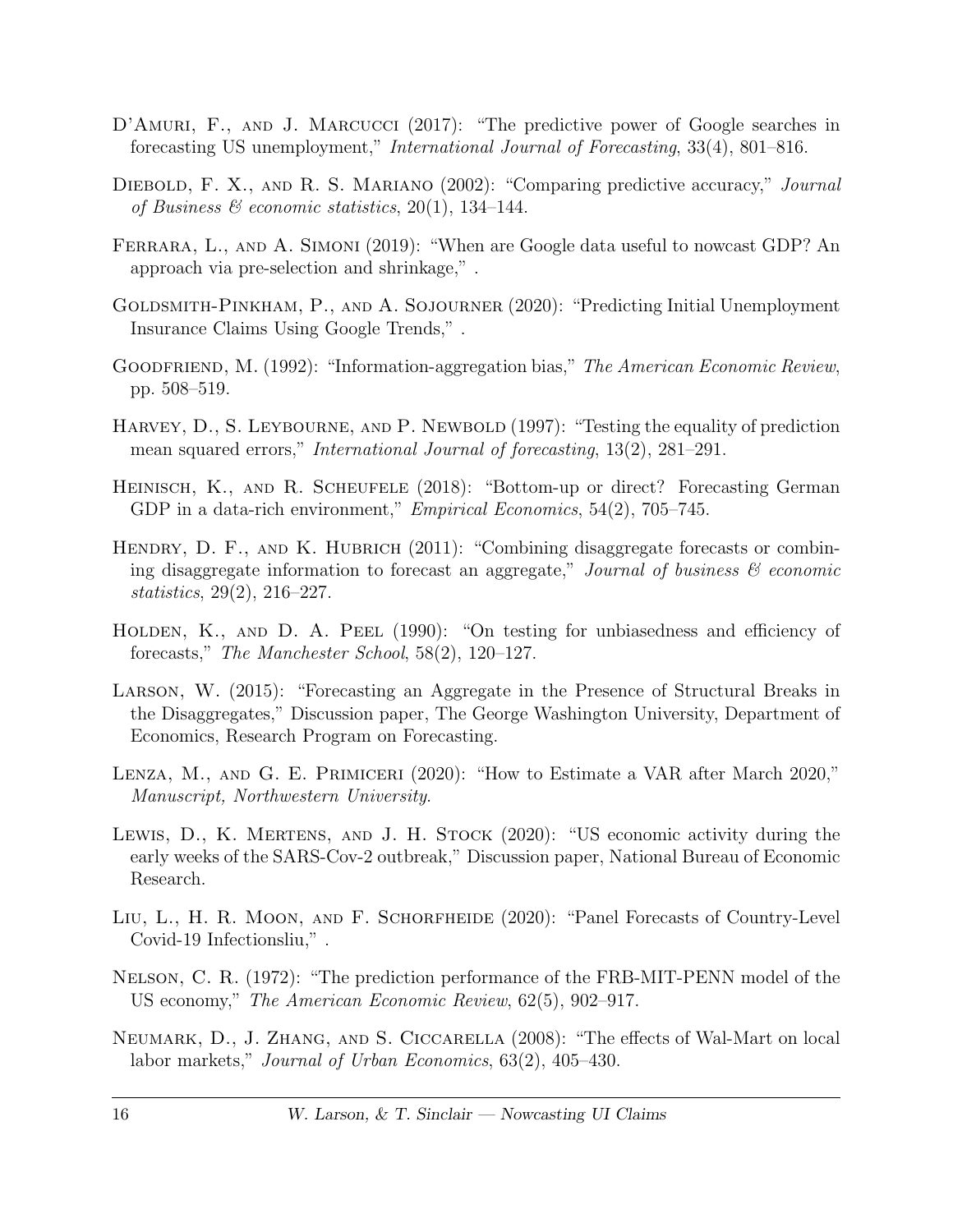D'Amuri, F., and J. Marcucci (2017): "The predictive power of Google searches in forecasting US unemployment," *International Journal of Forecasting*, 33(4), 801–816.

Diebold, F. X., and R. S. Mariano (2002): "Comparing predictive accuracy," *Journal of Business & economic statistics*, 20(1), 134–144.

Ferrara, L., and A. Simoni (2019): "When are Google data useful to nowcast GDP? An approach via pre-selection and shrinkage," .

Goldsmith-Pinkham, P., and A. Sojourner (2020): "Predicting Initial Unemployment Insurance Claims Using Google Trends," .

Goodfriend, M. (1992): "Information-aggregation bias," *The American Economic Review*, pp. 508–519.

Harvey, D., S. Leybourne, and P. Newbold (1997): "Testing the equality of prediction mean squared errors," *International Journal of forecasting*, 13(2), 281–291.

Heinisch, K., and R. Scheufele (2018): "Bottom-up or direct? Forecasting German GDP in a data-rich environment," *Empirical Economics*, 54(2), 705–745.

Hendry, D. F., and K. Hubrich (2011): "Combining disaggregate forecasts or combining disaggregate information to forecast an aggregate," *Journal of business & economic statistics*, 29(2), 216–227.

Holden, K., and D. A. Peel (1990): "On testing for unbiasedness and efficiency of forecasts," *The Manchester School*, 58(2), 120–127.

Larson, W. (2015): "Forecasting an Aggregate in the Presence of Structural Breaks in the Disaggregates," Discussion paper, The George Washington University, Department of Economics, Research Program on Forecasting.

Lenza, M., and G. E. Primiceri (2020): "How to Estimate a VAR after March 2020," *Manuscript, Northwestern University*.

Lewis, D., K. Mertens, and J. H. Stock (2020): "US economic activity during the early weeks of the SARS-Cov-2 outbreak," Discussion paper, National Bureau of Economic Research.

Liu, L., H. R. Moon, and F. Schorfheide (2020): "Panel Forecasts of Country-Level Covid-19 Infectionsliu," .

Nelson, C. R. (1972): "The prediction performance of the FRB-MIT-PENN model of the US economy," *The American Economic Review*, 62(5), 902–917.

Neumark, D., J. Zhang, and S. Ciccarella (2008): "The effects of Wal-Mart on local labor markets," *Journal of Urban Economics*, 63(2), 405–430.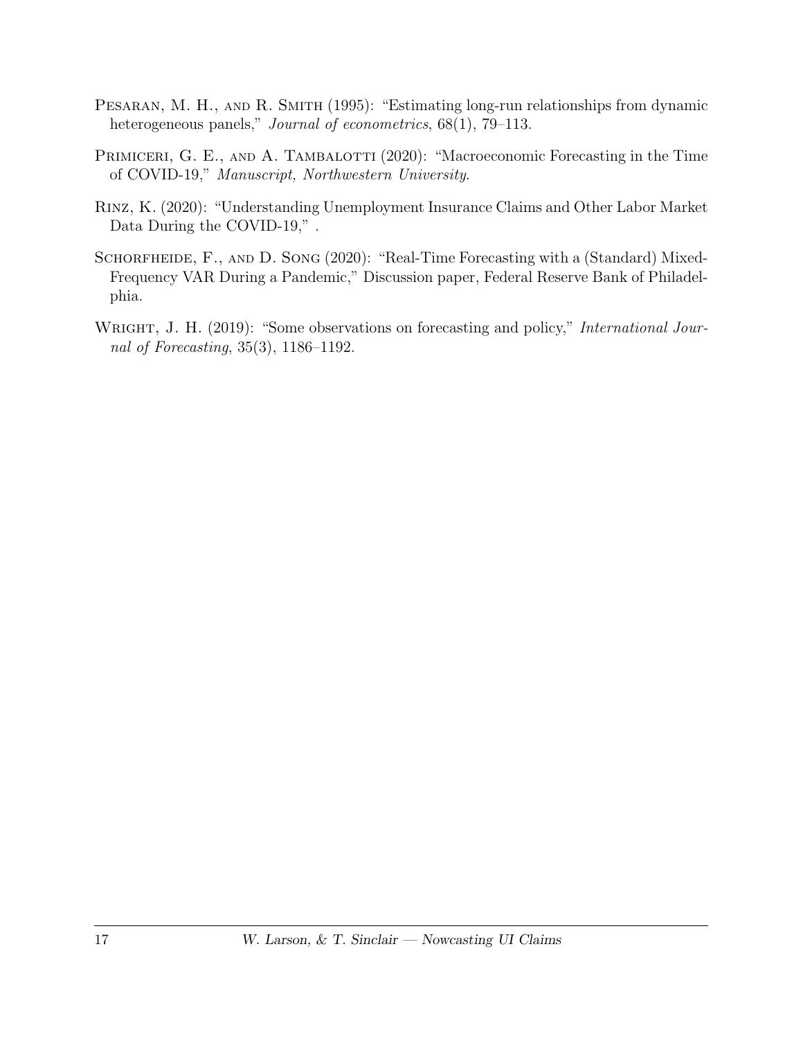Pesaran, M. H., and R. Smith (1995): "Estimating long-run relationships from dynamic heterogeneous panels," *Journal of econometrics*, 68(1), 79–113.

Primiceri, G. E., and A. Tambalotti (2020): "Macroeconomic Forecasting in the Time of COVID-19," *Manuscript, Northwestern University*.

Rinz, K. (2020): "Understanding Unemployment Insurance Claims and Other Labor Market Data During the COVID-19," .

Schorfheide, F., and D. Song (2020): "Real-Time Forecasting with a (Standard) Mixed-Frequency VAR During a Pandemic," Discussion paper, Federal Reserve Bank of Philadelphia.

Wright, J. H. (2019): "Some observations on forecasting and policy," *International Journal of Forecasting*, 35(3), 1186–1192.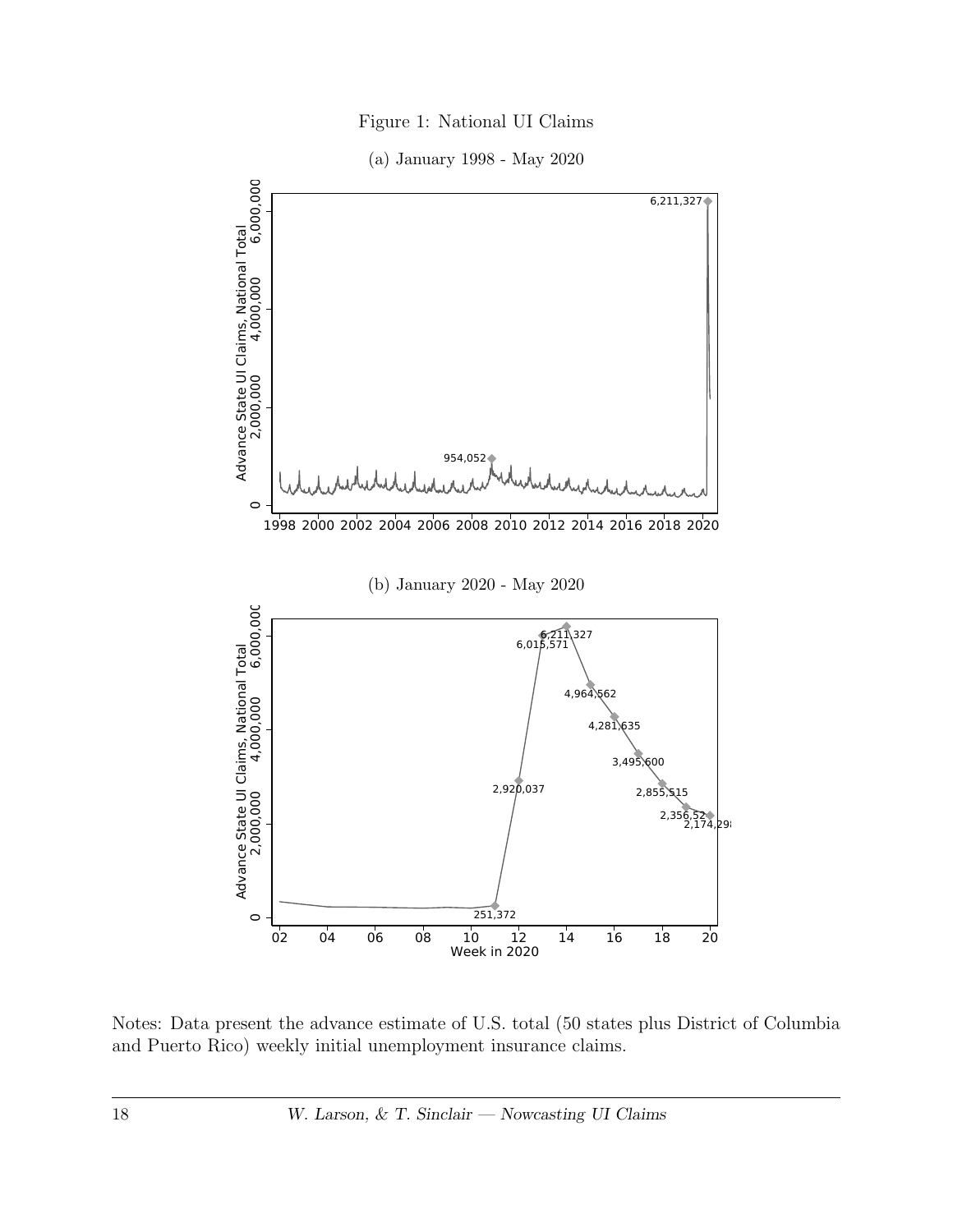Figure 1: National UI Claims

(a) January 1998 - May 2020

(b) January 2020 - May 2020

Notes: Data present the advance estimate of U.S. total (50 states plus District of Columbia and Puerto Rico) weekly initial unemployment insurance claims.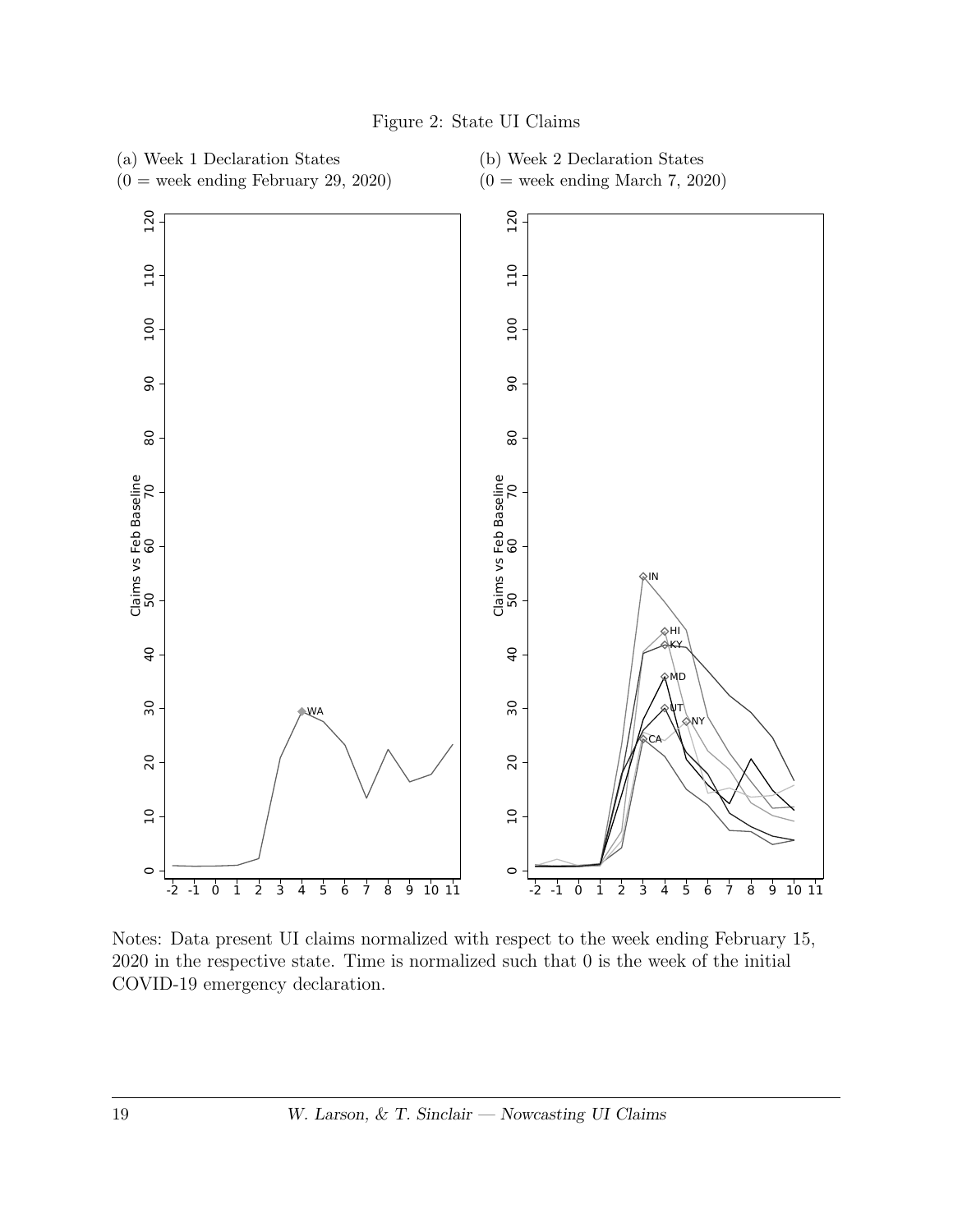Figure 2: State UI Claims

(a) Week 1 Declaration States
(0 = week ending February 29, 2020)

(b) Week 2 Declaration States
(0 = week ending March 7, 2020)

Notes: Data present UI claims normalized with respect to the week ending February 15, 2020 in the respective state. Time is normalized such that 0 is the week of the initial COVID-19 emergency declaration.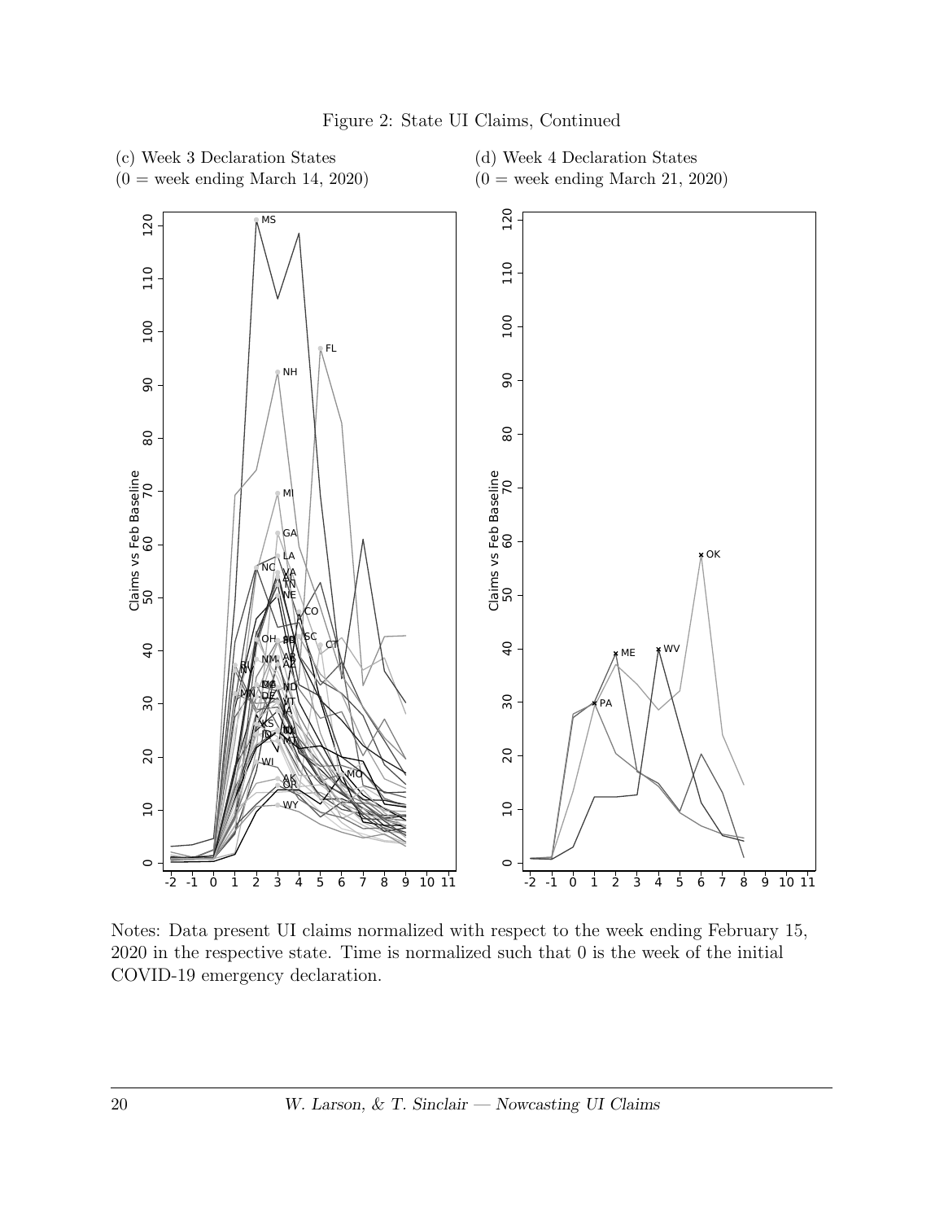Figure 2: State UI Claims, Continued

(c) Week 3 Declaration States
(0 = week ending March 14, 2020)

(d) Week 4 Declaration States
(0 = week ending March 21, 2020)

Notes: Data present UI claims normalized with respect to the week ending February 15, 2020 in the respective state. Time is normalized such that 0 is the week of the initial COVID-19 emergency declaration.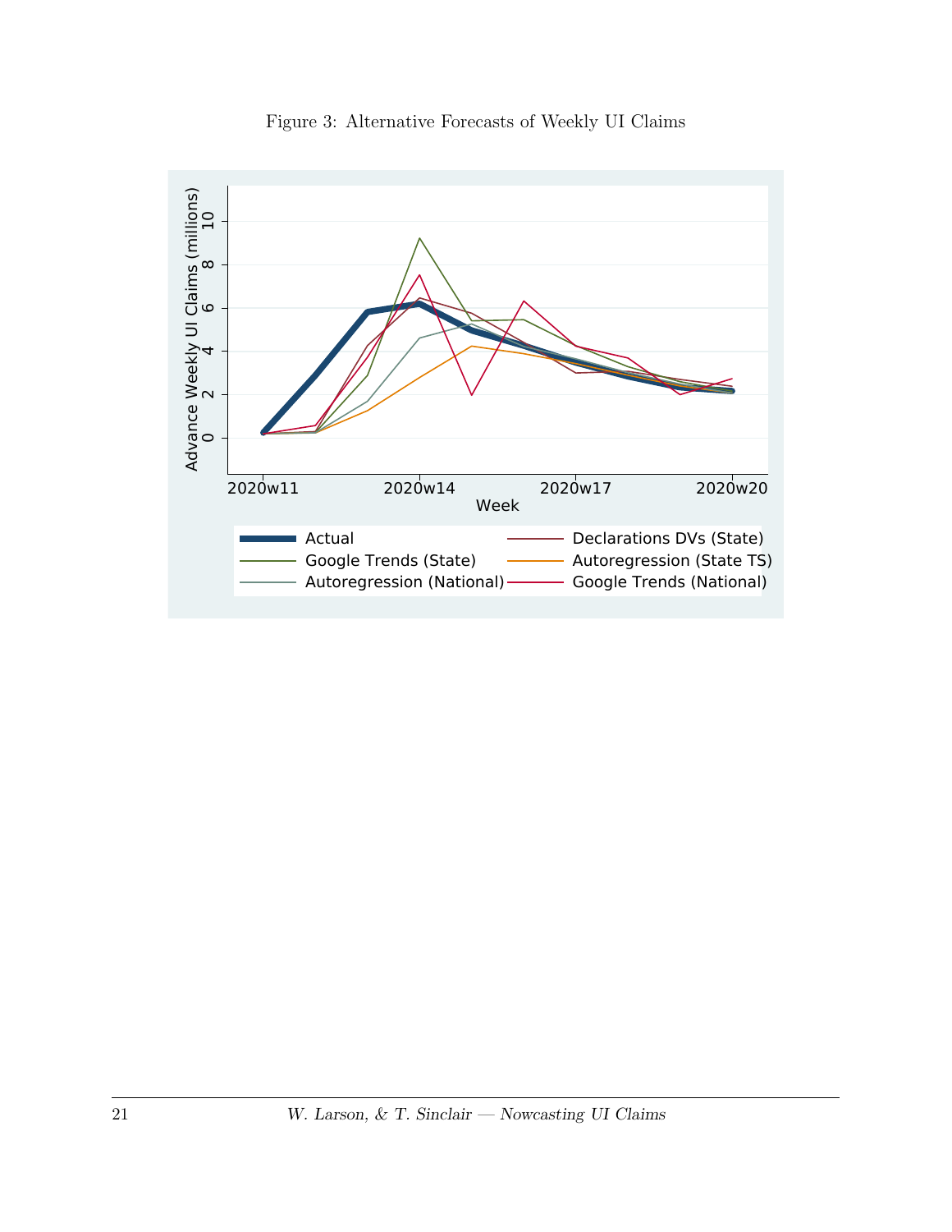Figure 3: Alternative Forecasts of Weekly UI Claims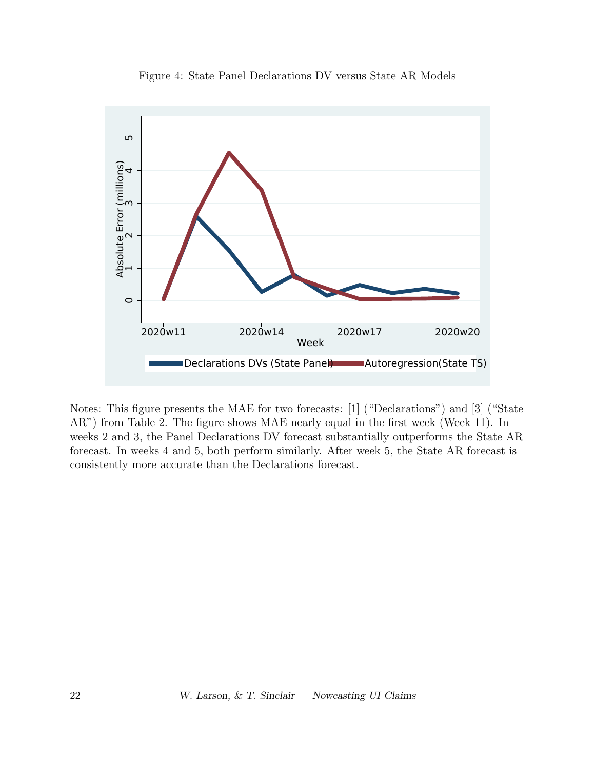Figure 4: State Panel Declarations DV versus State AR Models

Notes: This figure presents the MAE for two forecasts: [1] ("Declarations") and [3] ("State AR") from Table 2. The figure shows MAE nearly equal in the first week (Week 11). In weeks 2 and 3, the Panel Declarations DV forecast substantially outperforms the State AR forecast. In weeks 4 and 5, both perform similarly. After week 5, the State AR forecast is consistently more accurate than the Declarations forecast.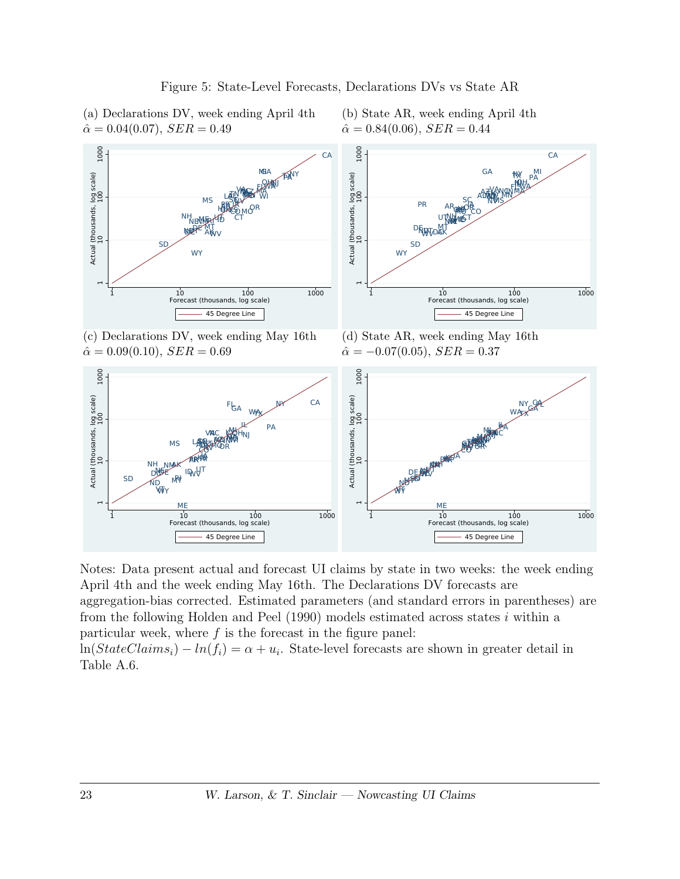Figure 5: State-Level Forecasts, Declarations DVs vs State AR

(a) Declarations DV, week ending April 4th
$\hat{\alpha} = 0.04(0.07)$, $SER = 0.49$

(b) State AR, week ending April 4th
$\hat{\alpha} = 0.84(0.06)$, $SER = 0.44$

(c) Declarations DV, week ending May 16th
$\hat{\alpha} = 0.09(0.10)$, $SER = 0.69$

(d) State AR, week ending May 16th
$\hat{\alpha} = -0.07(0.05)$, $SER = 0.37$

Notes: Data present actual and forecast UI claims by state in two weeks: the week ending April 4th and the week ending May 16th. The Declarations DV forecasts are aggregation-bias corrected. Estimated parameters (and standard errors in parentheses) are from the following Holden and Peel (1990) models estimated across states $i$ within a particular week, where $f$ is the forecast in the figure panel: $\ln(StateClaims_i) - ln(f_i) = \alpha + u_i$. State-level forecasts are shown in greater detail in Table A.6.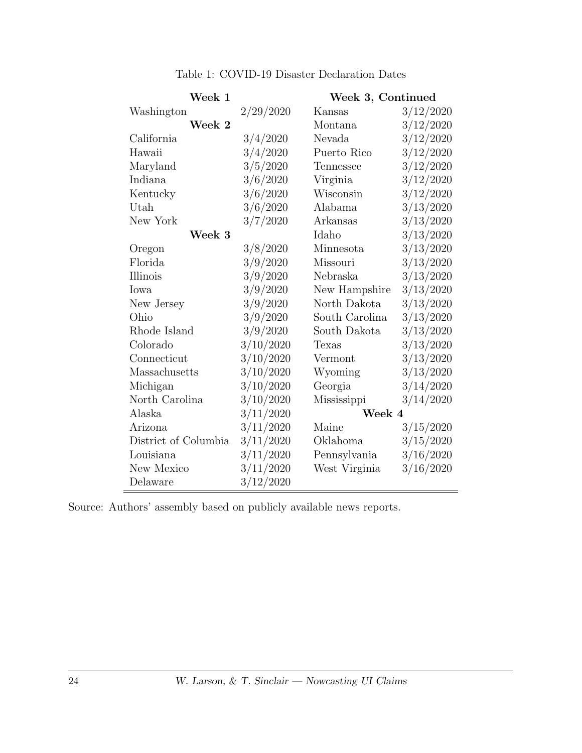Table 1: COVID-19 Disaster Declaration Dates

| **Week 1** | | **Week 3, Continued** | |
|---|---|---|---|
| Washington | 2/29/2020 | Kansas | 3/12/2020 |
| **Week 2** | | Montana | 3/12/2020 |
| California | 3/4/2020 | Nevada | 3/12/2020 |
| Hawaii | 3/4/2020 | Puerto Rico | 3/12/2020 |
| Maryland | 3/5/2020 | Tennessee | 3/12/2020 |
| Indiana | 3/6/2020 | Virginia | 3/12/2020 |
| Kentucky | 3/6/2020 | Wisconsin | 3/12/2020 |
| Utah | 3/6/2020 | Alabama | 3/13/2020 |
| New York | 3/7/2020 | Arkansas | 3/13/2020 |
| **Week 3** | | Idaho | 3/13/2020 |
| Oregon | 3/8/2020 | Minnesota | 3/13/2020 |
| Florida | 3/9/2020 | Missouri | 3/13/2020 |
| Illinois | 3/9/2020 | Nebraska | 3/13/2020 |
| Iowa | 3/9/2020 | New Hampshire | 3/13/2020 |
| New Jersey | 3/9/2020 | North Dakota | 3/13/2020 |
| Ohio | 3/9/2020 | South Carolina | 3/13/2020 |
| Rhode Island | 3/9/2020 | South Dakota | 3/13/2020 |
| Colorado | 3/10/2020 | Texas | 3/13/2020 |
| Connecticut | 3/10/2020 | Vermont | 3/13/2020 |
| Massachusetts | 3/10/2020 | Wyoming | 3/13/2020 |
| Michigan | 3/10/2020 | Georgia | 3/14/2020 |
| North Carolina | 3/10/2020 | Mississippi | 3/14/2020 |
| Alaska | 3/11/2020 | **Week 4** | |
| Arizona | 3/11/2020 | Maine | 3/15/2020 |
| District of Columbia | 3/11/2020 | Oklahoma | 3/15/2020 |
| Louisiana | 3/11/2020 | Pennsylvania | 3/16/2020 |
| New Mexico | 3/11/2020 | West Virginia | 3/16/2020 |
| Delaware | 3/12/2020 | | |

Source: Authors' assembly based on publicly available news reports.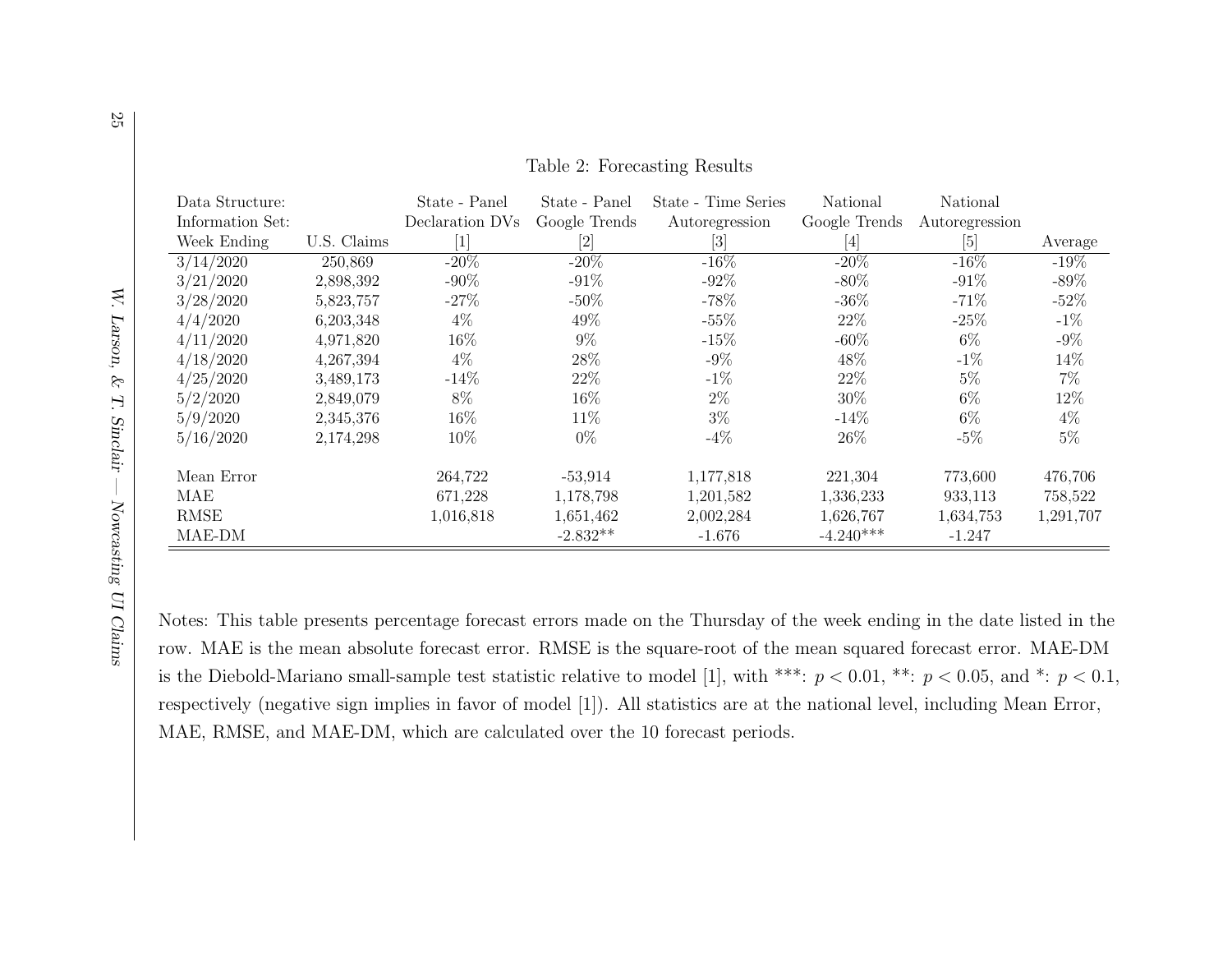Table 2: Forecasting Results

| Data Structure: | | State - Panel | State - Panel | State - Time Series | National | National | |
|---|---|---|---|---|---|---|---|
| Information Set: | | Declaration DVs | Google Trends | Autoregression | Google Trends | Autoregression | |
| Week Ending | U.S. Claims | [1] | [2] | [3] | [4] | [5] | Average |
| 3/14/2020 | 250,869 | -20% | -20% | -16% | -20% | -16% | -19% |
| 3/21/2020 | 2,898,392 | -90% | -91% | -92% | -80% | -91% | -89% |
| 3/28/2020 | 5,823,757 | -27% | -50% | -78% | -36% | -71% | -52% |
| 4/4/2020 | 6,203,348 | 4% | 49% | -55% | 22% | -25% | -1% |
| 4/11/2020 | 4,971,820 | 16% | 9% | -15% | -60% | 6% | -9% |
| 4/18/2020 | 4,267,394 | 4% | 28% | -9% | 48% | -1% | 14% |
| 4/25/2020 | 3,489,173 | -14% | 22% | -1% | 22% | 5% | 7% |
| 5/2/2020 | 2,849,079 | 8% | 16% | 2% | 30% | 6% | 12% |
| 5/9/2020 | 2,345,376 | 16% | 11% | 3% | -14% | 6% | 4% |
| 5/16/2020 | 2,174,298 | 10% | 0% | -4% | 26% | -5% | 5% |
| | | | | | | | |
| Mean Error | | 264,722 | -53,914 | 1,177,818 | 221,304 | 773,600 | 476,706 |
| MAE | | 671,228 | 1,178,798 | 1,201,582 | 1,336,233 | 933,113 | 758,522 |
| RMSE | | 1,016,818 | 1,651,462 | 2,002,284 | 1,626,767 | 1,634,753 | 1,291,707 |
| MAE-DM | | | -2.832** | -1.676 | -4.240*** | -1.247 | |

Notes: This table presents percentage forecast errors made on the Thursday of the week ending in the date listed in the row. MAE is the mean absolute forecast error. RMSE is the square-root of the mean squared forecast error. MAE-DM is the Diebold-Mariano small-sample test statistic relative to model [1], with ***: $p < 0.01$, **: $p < 0.05$, and *: $p < 0.1$, respectively (negative sign implies in favor of model [1]). All statistics are at the national level, including Mean Error, MAE, RMSE, and MAE-DM, which are calculated over the 10 forecast periods.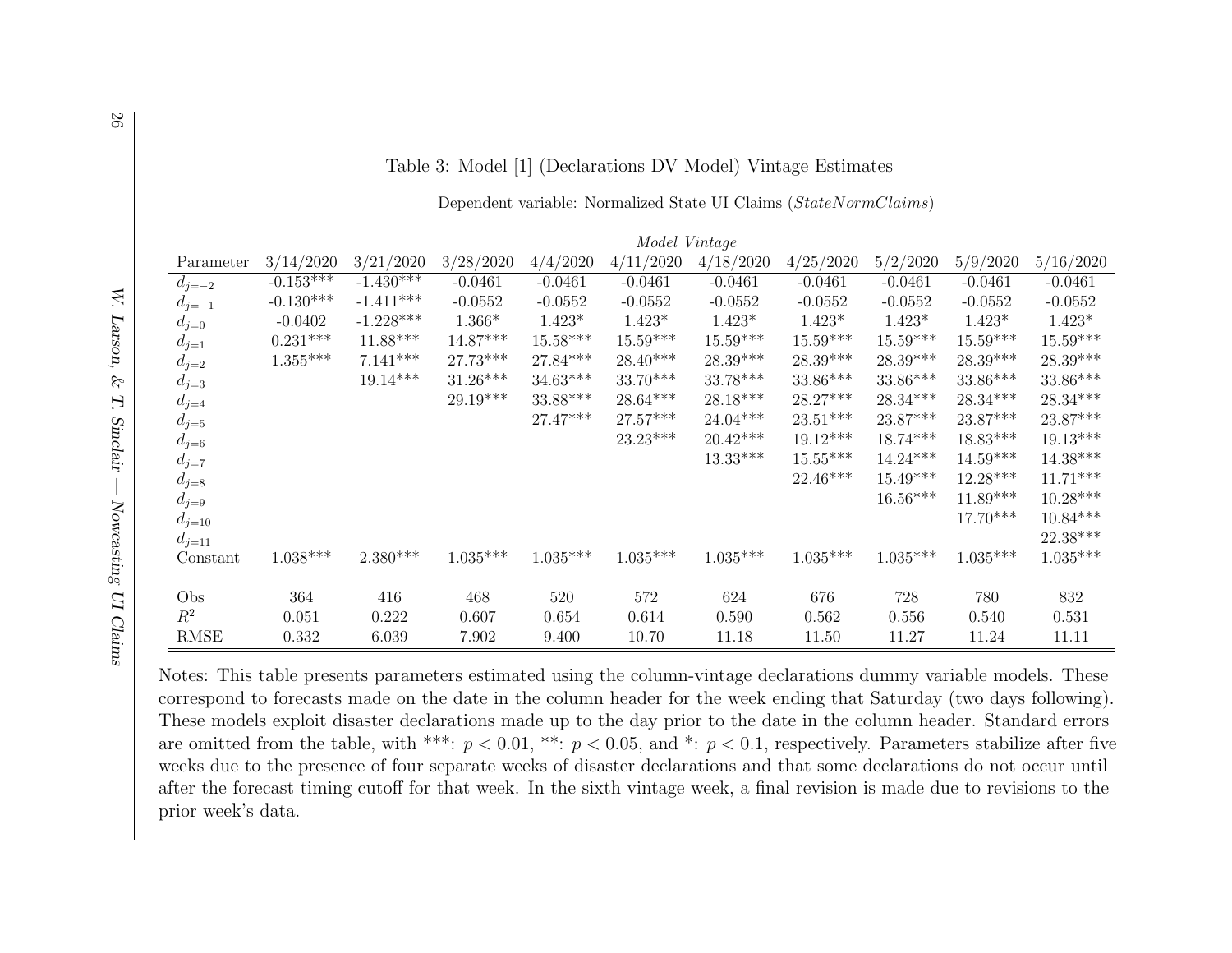Table 3: Model [1] (Declarations DV Model) Vintage Estimates

Dependent variable: Normalized State UI Claims (*StateNormClaims*)

| | *Model Vintage* | | | | | | | | | |
|---|---|---|---|---|---|---|---|---|---|---|
| Parameter | 3/14/2020 | 3/21/2020 | 3/28/2020 | 4/4/2020 | 4/11/2020 | 4/18/2020 | 4/25/2020 | 5/2/2020 | 5/9/2020 | 5/16/2020 |
| $d_{j=-2}$ | -0.153*** | -1.430*** | -0.0461 | -0.0461 | -0.0461 | -0.0461 | -0.0461 | -0.0461 | -0.0461 | -0.0461 |
| $d_{j=-1}$ | -0.130*** | -1.411*** | -0.0552 | -0.0552 | -0.0552 | -0.0552 | -0.0552 | -0.0552 | -0.0552 | -0.0552 |
| $d_{j=0}$ | -0.0402 | -1.228*** | 1.366* | 1.423* | 1.423* | 1.423* | 1.423* | 1.423* | 1.423* | 1.423* |
| $d_{j=1}$ | 0.231*** | 11.88*** | 14.87*** | 15.58*** | 15.59*** | 15.59*** | 15.59*** | 15.59*** | 15.59*** | 15.59*** |
| $d_{j=2}$ | 1.355*** | 7.141*** | 27.73*** | 27.84*** | 28.40*** | 28.39*** | 28.39*** | 28.39*** | 28.39*** | 28.39*** |
| $d_{j=3}$ | | 19.14*** | 31.26*** | 34.63*** | 33.70*** | 33.78*** | 33.86*** | 33.86*** | 33.86*** | 33.86*** |
| $d_{j=4}$ | | | 29.19*** | 33.88*** | 28.64*** | 28.18*** | 28.27*** | 28.34*** | 28.34*** | 28.34*** |
| $d_{j=5}$ | | | | 27.47*** | 27.57*** | 24.04*** | 23.51*** | 23.87*** | 23.87*** | 23.87*** |
| $d_{j=6}$ | | | | | 23.23*** | 20.42*** | 19.12*** | 18.74*** | 18.83*** | 19.13*** |
| $d_{j=7}$ | | | | | | 13.33*** | 15.55*** | 14.24*** | 14.59*** | 14.38*** |
| $d_{j=8}$ | | | | | | | 22.46*** | 15.49*** | 12.28*** | 11.71*** |
| $d_{j=9}$ | | | | | | | | 16.56*** | 11.89*** | 10.28*** |
| $d_{j=10}$ | | | | | | | | | 17.70*** | 10.84*** |
| $d_{j=11}$ | | | | | | | | | | 22.38*** |
| Constant | 1.038*** | 2.380*** | 1.035*** | 1.035*** | 1.035*** | 1.035*** | 1.035*** | 1.035*** | 1.035*** | 1.035*** |
| Obs | 364 | 416 | 468 | 520 | 572 | 624 | 676 | 728 | 780 | 832 |
| $R^2$ | 0.051 | 0.222 | 0.607 | 0.654 | 0.614 | 0.590 | 0.562 | 0.556 | 0.540 | 0.531 |
| RMSE | 0.332 | 6.039 | 7.902 | 9.400 | 10.70 | 11.18 | 11.50 | 11.27 | 11.24 | 11.11 |

Notes: This table presents parameters estimated using the column-vintage declarations dummy variable models. These correspond to forecasts made on the date in the column header for the week ending that Saturday (two days following). These models exploit disaster declarations made up to the day prior to the date in the column header. Standard errors are omitted from the table, with ***: $p < 0.01$, **: $p < 0.05$, and *: $p < 0.1$, respectively. Parameters stabilize after five weeks due to the presence of four separate weeks of disaster declarations and that some declarations do not occur until after the forecast timing cutoff for that week. In the sixth vintage week, a final revision is made due to revisions to the prior week's data.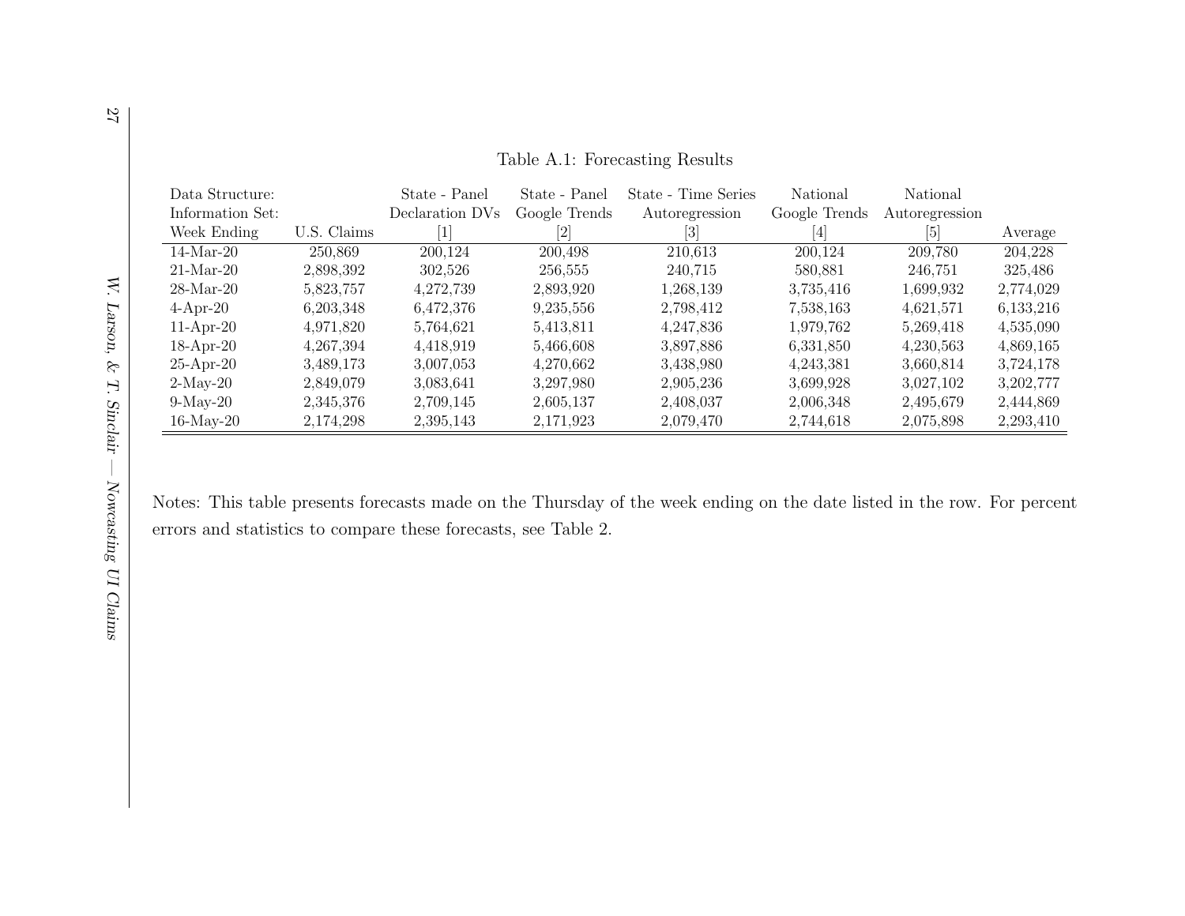Table A.1: Forecasting Results

| Data Structure: | | State - Panel | State - Panel | State - Time Series | National | National | |
|---|---|---|---|---|---|---|---|
| Information Set: | | Declaration DVs | Google Trends | Autoregression | Google Trends | Autoregression | |
| Week Ending | U.S. Claims | [1] | [2] | [3] | [4] | [5] | Average |
| 14-Mar-20 | 250,869 | 200,124 | 200,498 | 210,613 | 200,124 | 209,780 | 204,228 |
| 21-Mar-20 | 2,898,392 | 302,526 | 256,555 | 240,715 | 580,881 | 246,751 | 325,486 |
| 28-Mar-20 | 5,823,757 | 4,272,739 | 2,893,920 | 1,268,139 | 3,735,416 | 1,699,932 | 2,774,029 |
| 4-Apr-20 | 6,203,348 | 6,472,376 | 9,235,556 | 2,798,412 | 7,538,163 | 4,621,571 | 6,133,216 |
| 11-Apr-20 | 4,971,820 | 5,764,621 | 5,413,811 | 4,247,836 | 1,979,762 | 5,269,418 | 4,535,090 |
| 18-Apr-20 | 4,267,394 | 4,418,919 | 5,466,608 | 3,897,886 | 6,331,850 | 4,230,563 | 4,869,165 |
| 25-Apr-20 | 3,489,173 | 3,007,053 | 4,270,662 | 3,438,980 | 4,243,381 | 3,660,814 | 3,724,178 |
| 2-May-20 | 2,849,079 | 3,083,641 | 3,297,980 | 2,905,236 | 3,699,928 | 3,027,102 | 3,202,777 |
| 9-May-20 | 2,345,376 | 2,709,145 | 2,605,137 | 2,408,037 | 2,006,348 | 2,495,679 | 2,444,869 |
| 16-May-20 | 2,174,298 | 2,395,143 | 2,171,923 | 2,079,470 | 2,744,618 | 2,075,898 | 2,293,410 |

Notes: This table presents forecasts made on the Thursday of the week ending on the date listed in the row. For percent errors and statistics to compare these forecasts, see Table 2.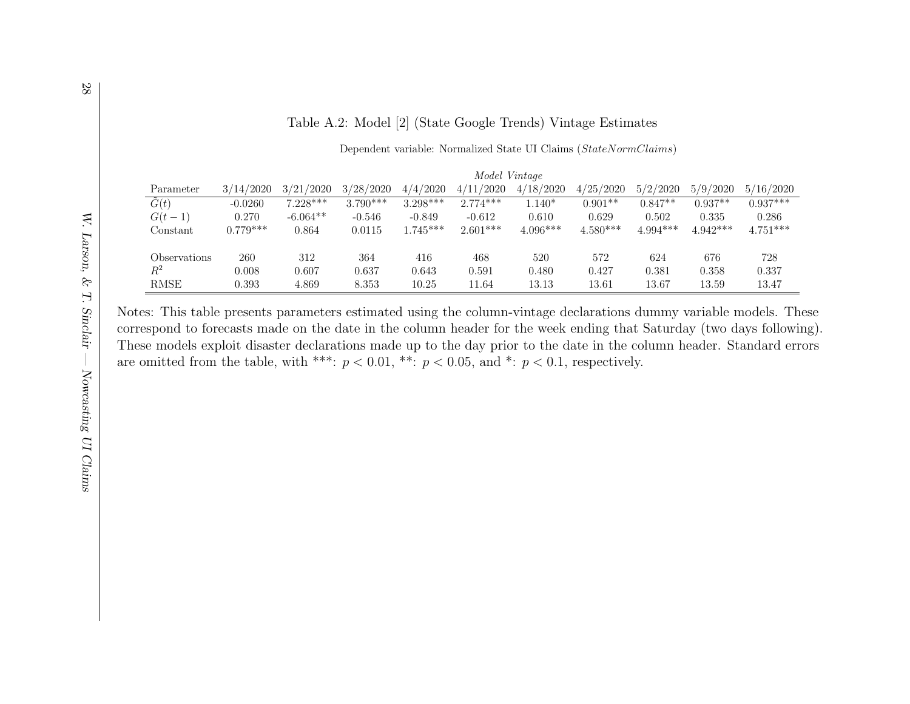Table A.2: Model [2] (State Google Trends) Vintage Estimates

Dependent variable: Normalized State UI Claims (*StateNormClaims*)

| | *Model Vintage* | | | | | | | | | |
|---|---|---|---|---|---|---|---|---|---|---|
| Parameter | 3/14/2020 | 3/21/2020 | 3/28/2020 | 4/4/2020 | 4/11/2020 | 4/18/2020 | 4/25/2020 | 5/2/2020 | 5/9/2020 | 5/16/2020 |
| $\tilde{G}(t)$ | -0.0260 | 7.228*** | 3.790*** | 3.298*** | 2.774*** | 1.140* | 0.901** | 0.847** | 0.937** | 0.937*** |
| $G(t-1)$ | 0.270 | -6.064** | -0.546 | -0.849 | -0.612 | 0.610 | 0.629 | 0.502 | 0.335 | 0.286 |
| Constant | 0.779*** | 0.864 | 0.0115 | 1.745*** | 2.601*** | 4.096*** | 4.580*** | 4.994*** | 4.942*** | 4.751*** |
| | | | | | | | | | | |
| Observations | 260 | 312 | 364 | 416 | 468 | 520 | 572 | 624 | 676 | 728 |
| $R^2$ | 0.008 | 0.607 | 0.637 | 0.643 | 0.591 | 0.480 | 0.427 | 0.381 | 0.358 | 0.337 |
| RMSE | 0.393 | 4.869 | 8.353 | 10.25 | 11.64 | 13.13 | 13.61 | 13.67 | 13.59 | 13.47 |

Notes: This table presents parameters estimated using the column-vintage declarations dummy variable models. These correspond to forecasts made on the date in the column header for the week ending that Saturday (two days following). These models exploit disaster declarations made up to the day prior to the date in the column header. Standard errors are omitted from the table, with ***: $p < 0.01$, **: $p < 0.05$, and *: $p < 0.1$, respectively.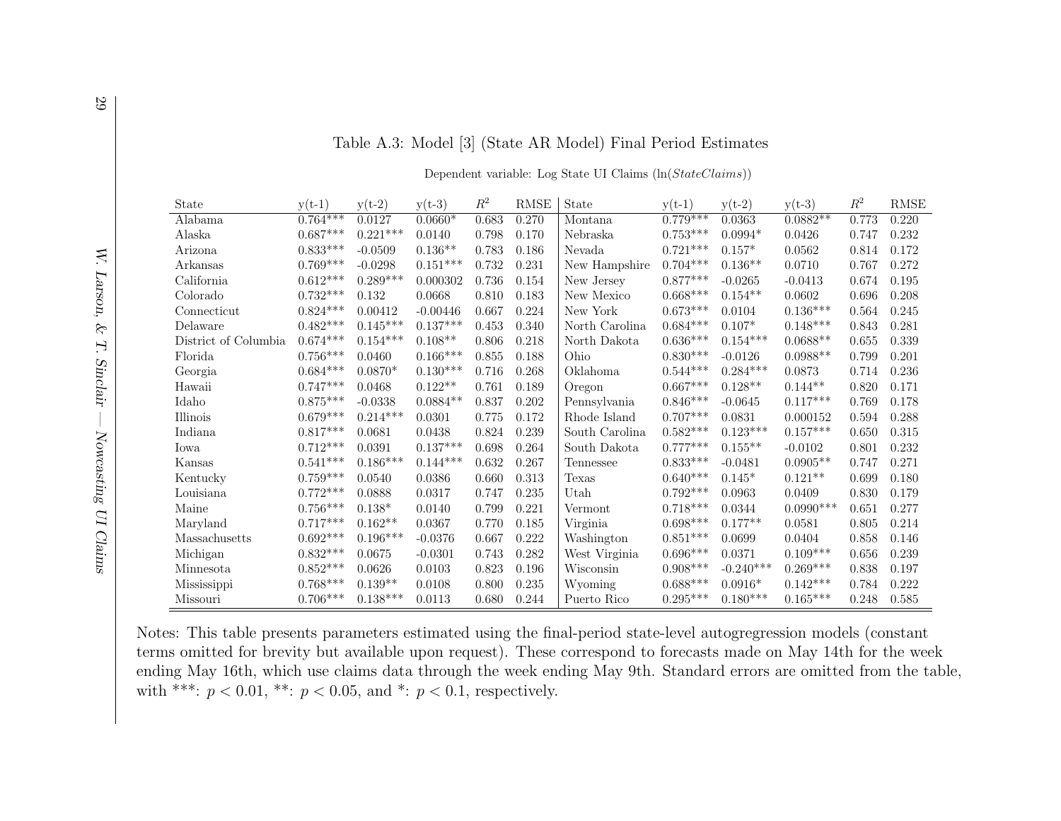Table A.3: Model [3] (State AR Model) Final Period Estimates

Dependent variable: Log State UI Claims (ln(*StateClaims*))

| State | y(t-1) | y(t-2) | y(t-3) | $R^2$ | RMSE | State | y(t-1) | y(t-2) | y(t-3) | $R^2$ | RMSE |
|---|---|---|---|---|---|---|---|---|---|---|---|
| Alabama | 0.764*** | 0.0127 | 0.0660* | 0.683 | 0.270 | Montana | 0.779*** | 0.0363 | 0.0882** | 0.773 | 0.220 |
| Alaska | 0.687*** | 0.221*** | 0.0140 | 0.798 | 0.170 | Nebraska | 0.753*** | 0.0994* | 0.0426 | 0.747 | 0.232 |
| Arizona | 0.833*** | -0.0509 | 0.136** | 0.783 | 0.186 | Nevada | 0.721*** | 0.157* | 0.0562 | 0.814 | 0.172 |
| Arkansas | 0.769*** | -0.0298 | 0.151*** | 0.732 | 0.231 | New Hampshire | 0.704*** | 0.136** | 0.0710 | 0.767 | 0.272 |
| California | 0.612*** | 0.289*** | 0.000302 | 0.736 | 0.154 | New Jersey | 0.877*** | -0.0265 | -0.0413 | 0.674 | 0.195 |
| Colorado | 0.732*** | 0.132 | 0.0668 | 0.810 | 0.183 | New Mexico | 0.668*** | 0.154** | 0.0602 | 0.696 | 0.208 |
| Connecticut | 0.824*** | 0.00412 | -0.00446 | 0.667 | 0.224 | New York | 0.673*** | 0.0104 | 0.136*** | 0.564 | 0.245 |
| Delaware | 0.482*** | 0.145*** | 0.137*** | 0.453 | 0.340 | North Carolina | 0.684*** | 0.107* | 0.148*** | 0.843 | 0.281 |
| District of Columbia | 0.674*** | 0.154*** | 0.108** | 0.806 | 0.218 | North Dakota | 0.636*** | 0.154*** | 0.0688** | 0.655 | 0.339 |
| Florida | 0.756*** | 0.0460 | 0.166*** | 0.855 | 0.188 | Ohio | 0.830*** | -0.0126 | 0.0988** | 0.799 | 0.201 |
| Georgia | 0.684*** | 0.0870* | 0.130*** | 0.716 | 0.268 | Oklahoma | 0.544*** | 0.284*** | 0.0873 | 0.714 | 0.236 |
| Hawaii | 0.747*** | 0.0468 | 0.122** | 0.761 | 0.189 | Oregon | 0.667*** | 0.128** | 0.144** | 0.820 | 0.171 |
| Idaho | 0.875*** | -0.0338 | 0.0884** | 0.837 | 0.202 | Pennsylvania | 0.846*** | -0.0645 | 0.117*** | 0.769 | 0.178 |
| Illinois | 0.679*** | 0.214*** | 0.0301 | 0.775 | 0.172 | Rhode Island | 0.707*** | 0.0831 | 0.000152 | 0.594 | 0.288 |
| Indiana | 0.817*** | 0.0681 | 0.0438 | 0.824 | 0.239 | South Carolina | 0.582*** | 0.123*** | 0.157*** | 0.650 | 0.315 |
| Iowa | 0.712*** | 0.0391 | 0.137*** | 0.698 | 0.264 | South Dakota | 0.777*** | 0.155** | -0.0102 | 0.801 | 0.232 |
| Kansas | 0.541*** | 0.186*** | 0.144*** | 0.632 | 0.267 | Tennessee | 0.833*** | -0.0481 | 0.0905** | 0.747 | 0.271 |
| Kentucky | 0.759*** | 0.0540 | 0.0386 | 0.660 | 0.313 | Texas | 0.640*** | 0.145* | 0.121** | 0.699 | 0.180 |
| Louisiana | 0.772*** | 0.0888 | 0.0317 | 0.747 | 0.235 | Utah | 0.792*** | 0.0963 | 0.0409 | 0.830 | 0.179 |
| Maine | 0.756*** | 0.138* | 0.0140 | 0.799 | 0.221 | Vermont | 0.718*** | 0.0344 | 0.0990*** | 0.651 | 0.277 |
| Maryland | 0.717*** | 0.162** | 0.0367 | 0.770 | 0.185 | Virginia | 0.698*** | 0.177** | 0.0581 | 0.805 | 0.214 |
| Massachusetts | 0.692*** | 0.196*** | -0.0376 | 0.667 | 0.222 | Washington | 0.851*** | 0.0699 | 0.0404 | 0.858 | 0.146 |
| Michigan | 0.832*** | 0.0675 | -0.0301 | 0.743 | 0.282 | West Virginia | 0.696*** | 0.0371 | 0.109*** | 0.656 | 0.239 |
| Minnesota | 0.852*** | 0.0626 | 0.0103 | 0.823 | 0.196 | Wisconsin | 0.908*** | -0.240*** | 0.269*** | 0.838 | 0.197 |
| Mississippi | 0.768*** | 0.139** | 0.0108 | 0.800 | 0.235 | Wyoming | 0.688*** | 0.0916* | 0.142*** | 0.784 | 0.222 |
| Missouri | 0.706*** | 0.138*** | 0.0113 | 0.680 | 0.244 | Puerto Rico | 0.295*** | 0.180*** | 0.165*** | 0.248 | 0.585 |

Notes: This table presents parameters estimated using the final-period state-level autogregression models (constant terms omitted for brevity but available upon request). These correspond to forecasts made on May 14th for the week ending May 16th, which use claims data through the week ending May 9th. Standard errors are omitted from the table, with ***: $p < 0.01$, **: $p < 0.05$, and *: $p < 0.1$, respectively.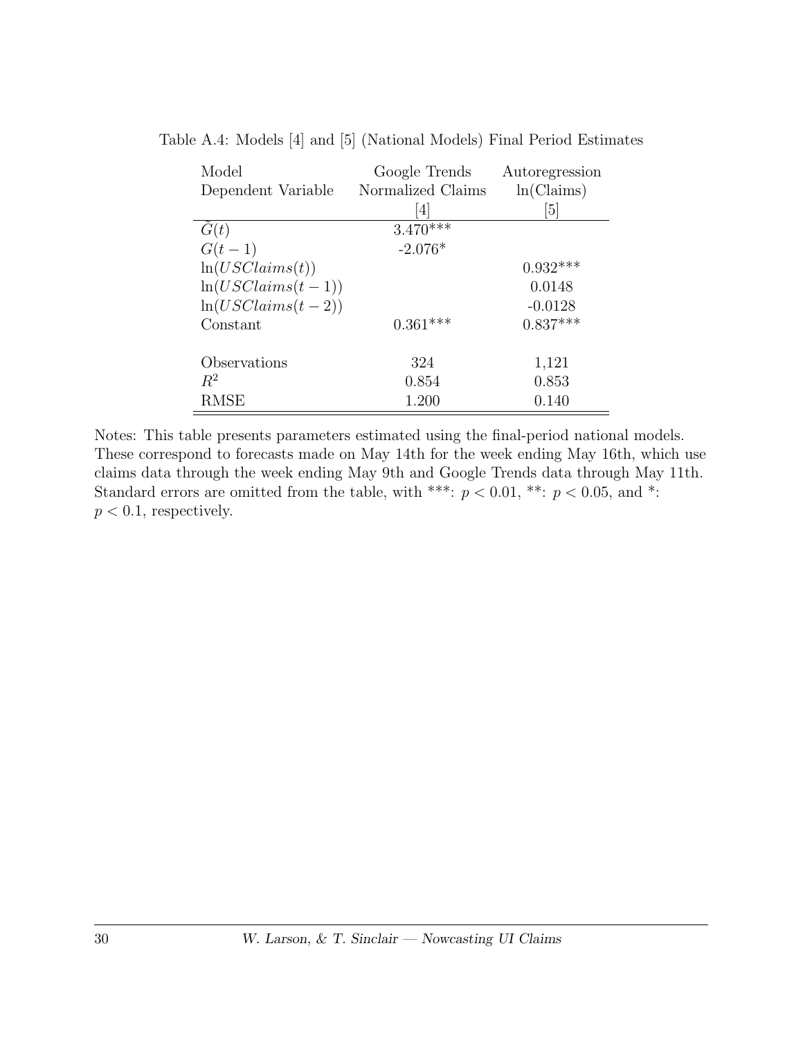Table A.4: Models [4] and [5] (National Models) Final Period Estimates

| Model | Google Trends | Autoregression |
|---|---|---|
| Dependent Variable | Normalized Claims | ln(Claims) |
| | [4] | [5] |
| $\tilde{G}(t)$ | 3.470*** | |
| $G(t-1)$ | -2.076* | |
| $\ln(USClaims(t))$ | | 0.932*** |
| $\ln(USClaims(t-1))$ | | 0.0148 |
| $\ln(USClaims(t-2))$ | | -0.0128 |
| Constant | 0.361*** | 0.837*** |
| | | |
| Observations | 324 | 1,121 |
| $R^2$ | 0.854 | 0.853 |
| RMSE | 1.200 | 0.140 |

Notes: This table presents parameters estimated using the final-period national models. These correspond to forecasts made on May 14th for the week ending May 16th, which use claims data through the week ending May 9th and Google Trends data through May 11th. Standard errors are omitted from the table, with ***: $p < 0.01$, **: $p < 0.05$, and *: $p < 0.1$, respectively.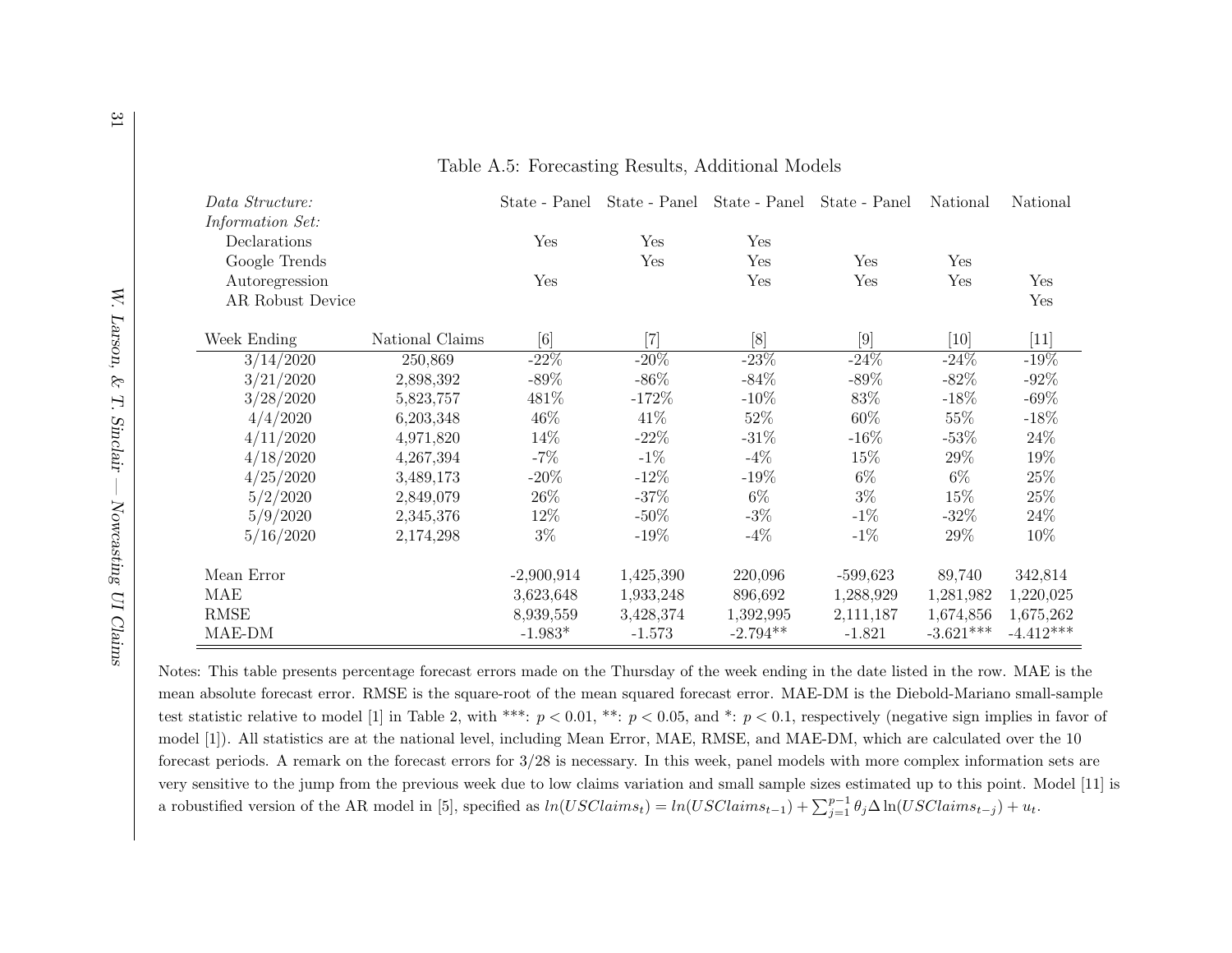Table A.5: Forecasting Results, Additional Models

| *Data Structure:* | | State - Panel | State - Panel | State - Panel | State - Panel | National | National |
|---|---|---|---|---|---|---|---|
| *Information Set:* | | | | | | | |
| Declarations | | Yes | Yes | Yes | | | |
| Google Trends | | | Yes | Yes | Yes | Yes | |
| Autoregression | | Yes | | Yes | Yes | Yes | Yes |
| AR Robust Device | | | | | | | Yes |
| Week Ending | National Claims | [6] | [7] | [8] | [9] | [10] | [11] |
| 3/14/2020 | 250,869 | -22% | -20% | -23% | -24% | -24% | -19% |
| 3/21/2020 | 2,898,392 | -89% | -86% | -84% | -89% | -82% | -92% |
| 3/28/2020 | 5,823,757 | 481% | -172% | -10% | 83% | -18% | -69% |
| 4/4/2020 | 6,203,348 | 46% | 41% | 52% | 60% | 55% | -18% |
| 4/11/2020 | 4,971,820 | 14% | -22% | -31% | -16% | -53% | 24% |
| 4/18/2020 | 4,267,394 | -7% | -1% | -4% | 15% | 29% | 19% |
| 4/25/2020 | 3,489,173 | -20% | -12% | -19% | 6% | 6% | 25% |
| 5/2/2020 | 2,849,079 | 26% | -37% | 6% | 3% | 15% | 25% |
| 5/9/2020 | 2,345,376 | 12% | -50% | -3% | -1% | -32% | 24% |
| 5/16/2020 | 2,174,298 | 3% | -19% | -4% | -1% | 29% | 10% |
| Mean Error | | -2,900,914 | 1,425,390 | 220,096 | -599,623 | 89,740 | 342,814 |
| MAE | | 3,623,648 | 1,933,248 | 896,692 | 1,288,929 | 1,281,982 | 1,220,025 |
| RMSE | | 8,939,559 | 3,428,374 | 1,392,995 | 2,111,187 | 1,674,856 | 1,675,262 |
| MAE-DM | | -1.983* | -1.573 | -2.794** | -1.821 | -3.621*** | -4.412*** |

Notes: This table presents percentage forecast errors made on the Thursday of the week ending in the date listed in the row. MAE is the mean absolute forecast error. RMSE is the square-root of the mean squared forecast error. MAE-DM is the Diebold-Mariano small-sample test statistic relative to model [1] in Table 2, with ***: $p < 0.01$, **: $p < 0.05$, and *: $p < 0.1$, respectively (negative sign implies in favor of model [1]). All statistics are at the national level, including Mean Error, MAE, RMSE, and MAE-DM, which are calculated over the 10 forecast periods. A remark on the forecast errors for 3/28 is necessary. In this week, panel models with more complex information sets are very sensitive to the jump from the previous week due to low claims variation and small sample sizes estimated up to this point. Model [11] is a robustified version of the AR model in [5], specified as $ln(USClaims_t) = ln(USClaims_{t-1}) + \sum_{j=1}^{p-1} \theta_j \Delta \ln(USClaims_{t-j}) + u_t$.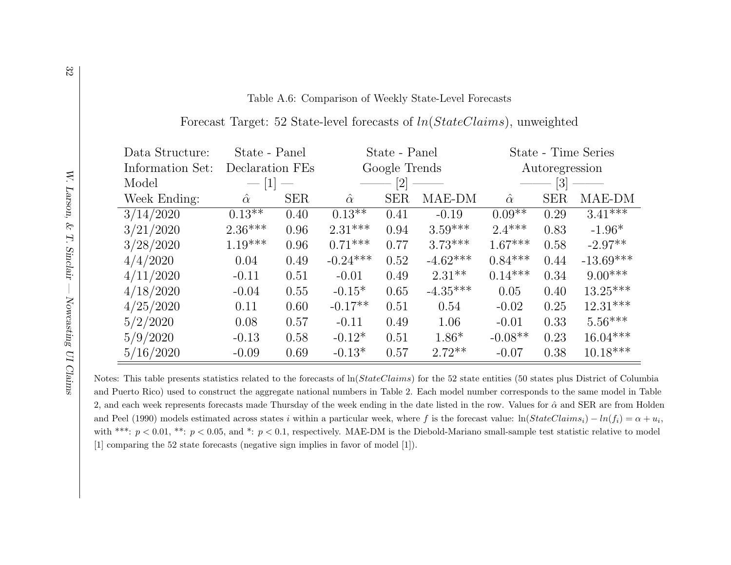Table A.6: Comparison of Weekly State-Level Forecasts

Forecast Target: 52 State-level forecasts of $ln(StateClaims)$, unweighted

| Data Structure: | State - Panel | | State - Panel | | | State - Time Series | | |
|---|---|---|---|---|---|---|---|---|
| Information Set: | Declaration FEs | | Google Trends | | | Autoregression | | |
| Model | — [1] — | | ——— [2] ——— | | | ——— [3] ——— | | |
| Week Ending: | $\hat{\alpha}$ | SER | $\hat{\alpha}$ | SER | MAE-DM | $\hat{\alpha}$ | SER | MAE-DM |
| 3/14/2020 | 0.13** | 0.40 | 0.13** | 0.41 | -0.19 | 0.09** | 0.29 | 3.41*** |
| 3/21/2020 | 2.36*** | 0.96 | 2.31*** | 0.94 | 3.59*** | 2.4*** | 0.83 | -1.96* |
| 3/28/2020 | 1.19*** | 0.96 | 0.71*** | 0.77 | 3.73*** | 1.67*** | 0.58 | -2.97** |
| 4/4/2020 | 0.04 | 0.49 | -0.24*** | 0.52 | -4.62*** | 0.84*** | 0.44 | -13.69*** |
| 4/11/2020 | -0.11 | 0.51 | -0.01 | 0.49 | 2.31** | 0.14*** | 0.34 | 9.00*** |
| 4/18/2020 | -0.04 | 0.55 | -0.15* | 0.65 | -4.35*** | 0.05 | 0.40 | 13.25*** |
| 4/25/2020 | 0.11 | 0.60 | -0.17** | 0.51 | 0.54 | -0.02 | 0.25 | 12.31*** |
| 5/2/2020 | 0.08 | 0.57 | -0.11 | 0.49 | 1.06 | -0.01 | 0.33 | 5.56*** |
| 5/9/2020 | -0.13 | 0.58 | -0.12* | 0.51 | 1.86* | -0.08** | 0.23 | 16.04*** |
| 5/16/2020 | -0.09 | 0.69 | -0.13* | 0.57 | 2.72** | -0.07 | 0.38 | 10.18*** |

Notes: This table presents statistics related to the forecasts of $\ln(StateClaims)$ for the 52 state entities (50 states plus District of Columbia and Puerto Rico) used to construct the aggregate national numbers in Table 2. Each model number corresponds to the same model in Table 2, and each week represents forecasts made Thursday of the week ending in the date listed in the row. Values for $\hat{\alpha}$ and SER are from Holden and Peel (1990) models estimated across states $i$ within a particular week, where $f$ is the forecast value: $\ln(StateClaims_i) - ln(f_i) = \alpha + u_i$, with ***: $p < 0.01$, **: $p < 0.05$, and *: $p < 0.1$, respectively. MAE-DM is the Diebold-Mariano small-sample test statistic relative to model [1] comparing the 52 state forecasts (negative sign implies in favor of model [1]).